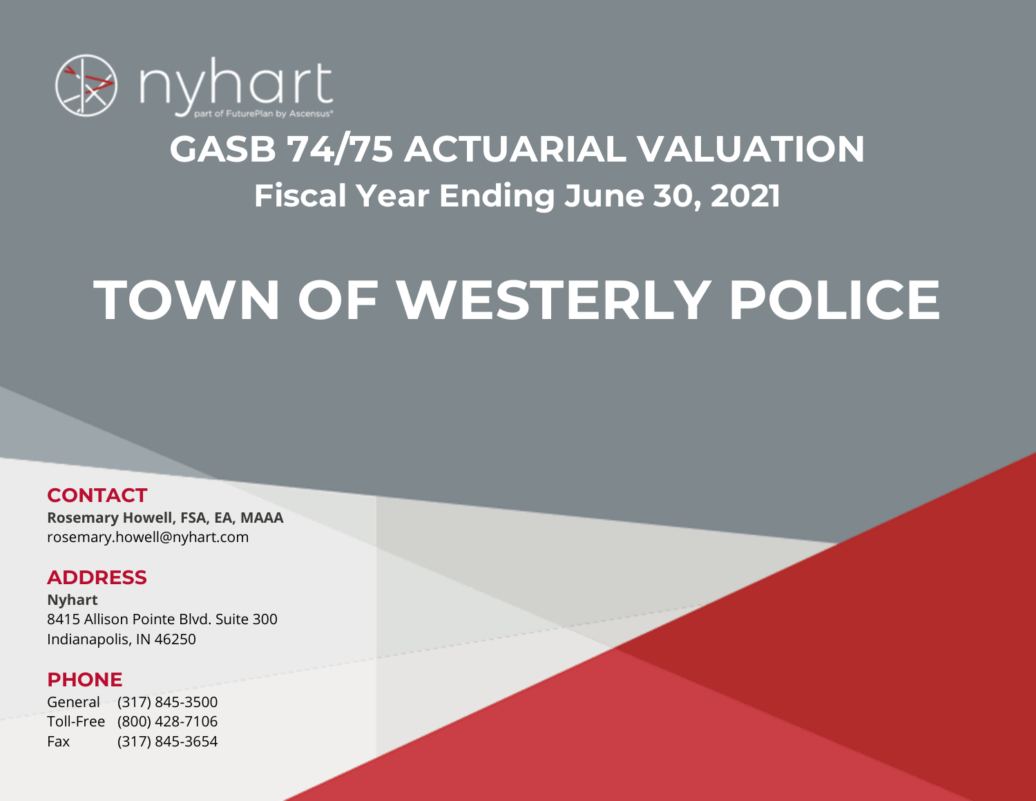nyhart

part of FuturePlan by Ascensus®

# GASB 74/75 ACTUARIAL VALUATION

## Fiscal Year Ending June 30, 2021

# TOWN OF WESTERLY POLICE

**CONTACT**

**Rosemary Howell, FSA, EA, MAAA**
rosemary.howell@nyhart.com

**ADDRESS**

**Nyhart**
8415 Allison Pointe Blvd. Suite 300
Indianapolis, IN 46250

**PHONE**

General (317) 845-3500
Toll-Free (800) 428-7106
Fax (317) 845-3654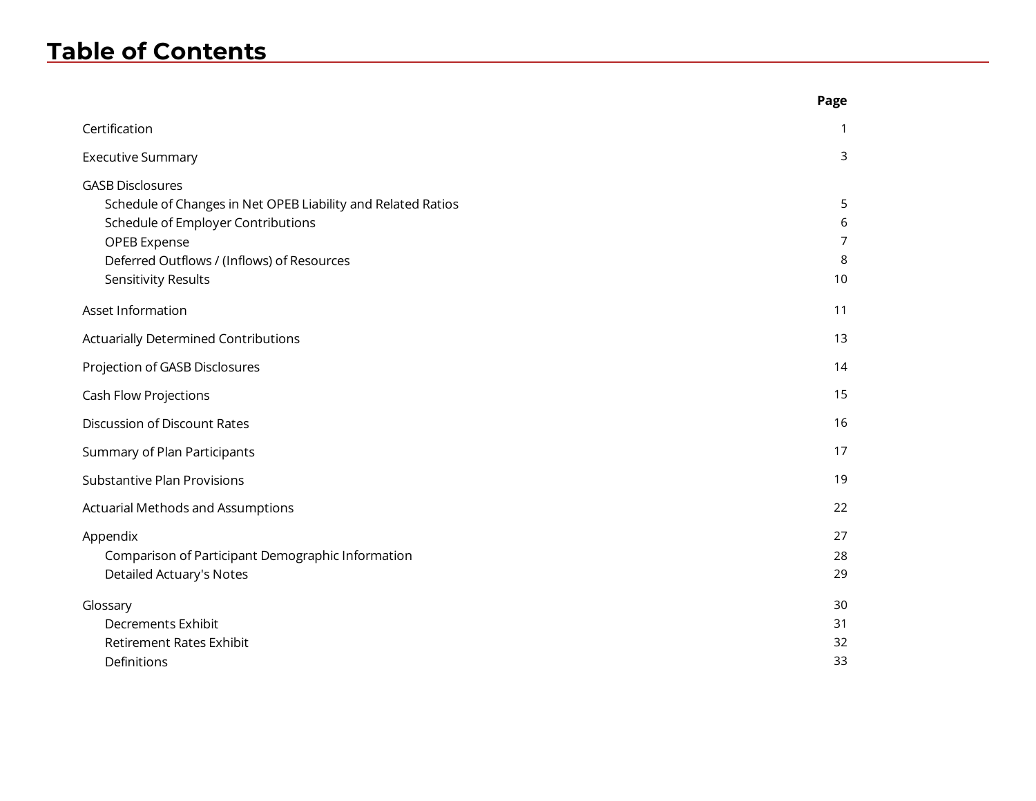# Table of Contents

| | Page |
|---|---|
| Certification | 1 |
| Executive Summary | 3 |
| GASB Disclosures | |
| Schedule of Changes in Net OPEB Liability and Related Ratios | 5 |
| Schedule of Employer Contributions | 6 |
| OPEB Expense | 7 |
| Deferred Outflows / (Inflows) of Resources | 8 |
| Sensitivity Results | 10 |
| Asset Information | 11 |
| Actuarially Determined Contributions | 13 |
| Projection of GASB Disclosures | 14 |
| Cash Flow Projections | 15 |
| Discussion of Discount Rates | 16 |
| Summary of Plan Participants | 17 |
| Substantive Plan Provisions | 19 |
| Actuarial Methods and Assumptions | 22 |
| Appendix | 27 |
| Comparison of Participant Demographic Information | 28 |
| Detailed Actuary's Notes | 29 |
| Glossary | 30 |
| Decrements Exhibit | 31 |
| Retirement Rates Exhibit | 32 |
| Definitions | 33 |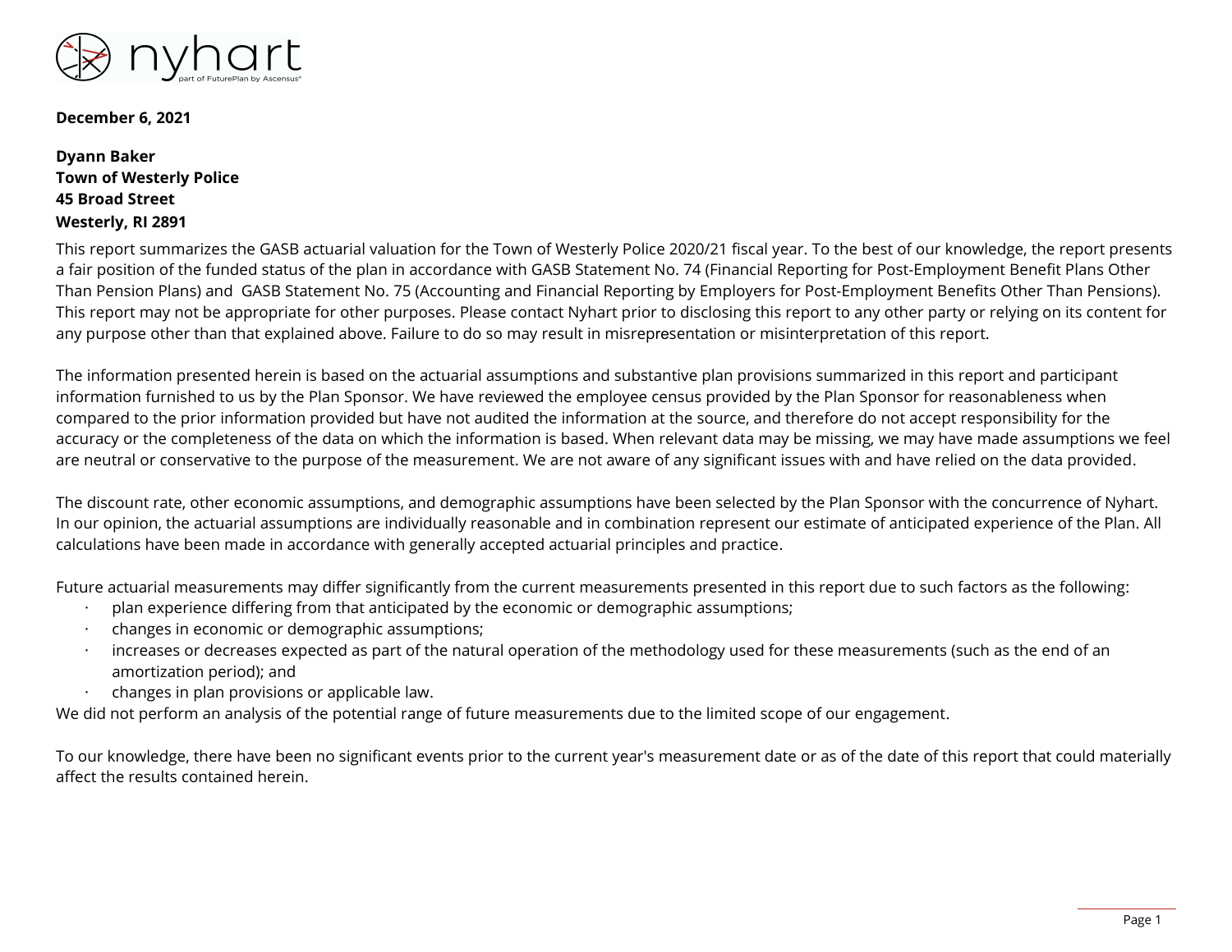**December 6, 2021**

**Dyann Baker**
**Town of Westerly Police**
**45 Broad Street**
**Westerly, RI 2891**

This report summarizes the GASB actuarial valuation for the Town of Westerly Police 2020/21 fiscal year. To the best of our knowledge, the report presents a fair position of the funded status of the plan in accordance with GASB Statement No. 74 (Financial Reporting for Post-Employment Benefit Plans Other Than Pension Plans) and GASB Statement No. 75 (Accounting and Financial Reporting by Employers for Post-Employment Benefits Other Than Pensions). This report may not be appropriate for other purposes. Please contact Nyhart prior to disclosing this report to any other party or relying on its content for any purpose other than that explained above. Failure to do so may result in misrepresentation or misinterpretation of this report.

The information presented herein is based on the actuarial assumptions and substantive plan provisions summarized in this report and participant information furnished to us by the Plan Sponsor. We have reviewed the employee census provided by the Plan Sponsor for reasonableness when compared to the prior information provided but have not audited the information at the source, and therefore do not accept responsibility for the accuracy or the completeness of the data on which the information is based. When relevant data may be missing, we may have made assumptions we feel are neutral or conservative to the purpose of the measurement. We are not aware of any significant issues with and have relied on the data provided.

The discount rate, other economic assumptions, and demographic assumptions have been selected by the Plan Sponsor with the concurrence of Nyhart. In our opinion, the actuarial assumptions are individually reasonable and in combination represent our estimate of anticipated experience of the Plan. All calculations have been made in accordance with generally accepted actuarial principles and practice.

Future actuarial measurements may differ significantly from the current measurements presented in this report due to such factors as the following:

- plan experience differing from that anticipated by the economic or demographic assumptions;
- changes in economic or demographic assumptions;
- increases or decreases expected as part of the natural operation of the methodology used for these measurements (such as the end of an amortization period); and
- changes in plan provisions or applicable law.

We did not perform an analysis of the potential range of future measurements due to the limited scope of our engagement.

To our knowledge, there have been no significant events prior to the current year's measurement date or as of the date of this report that could materially affect the results contained herein.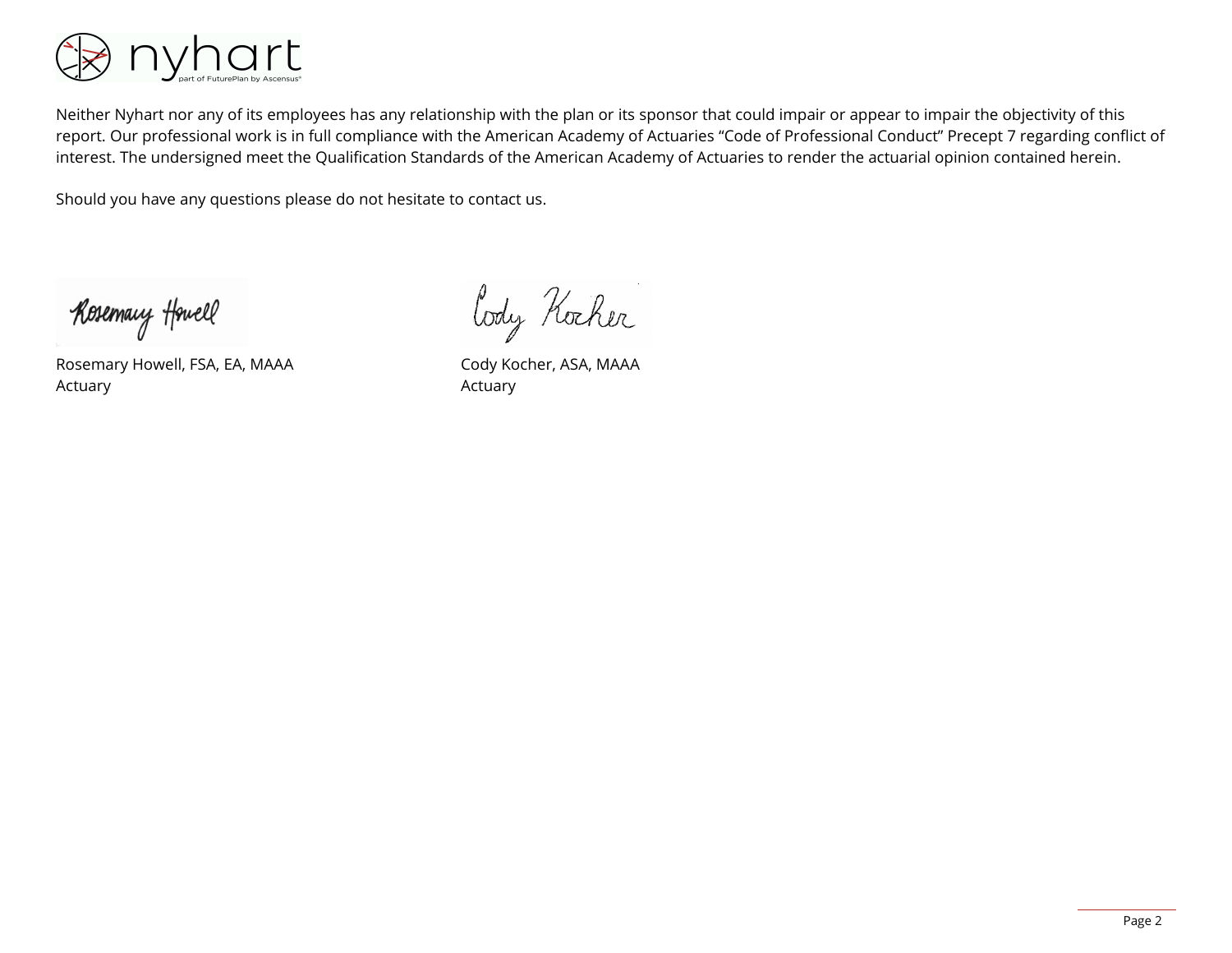Neither Nyhart nor any of its employees has any relationship with the plan or its sponsor that could impair or appear to impair the objectivity of this report. Our professional work is in full compliance with the American Academy of Actuaries "Code of Professional Conduct" Precept 7 regarding conflict of interest. The undersigned meet the Qualification Standards of the American Academy of Actuaries to render the actuarial opinion contained herein.

Should you have any questions please do not hesitate to contact us.

Rosemary Howell, FSA, EA, MAAA
Actuary

Cody Kocher, ASA, MAAA
Actuary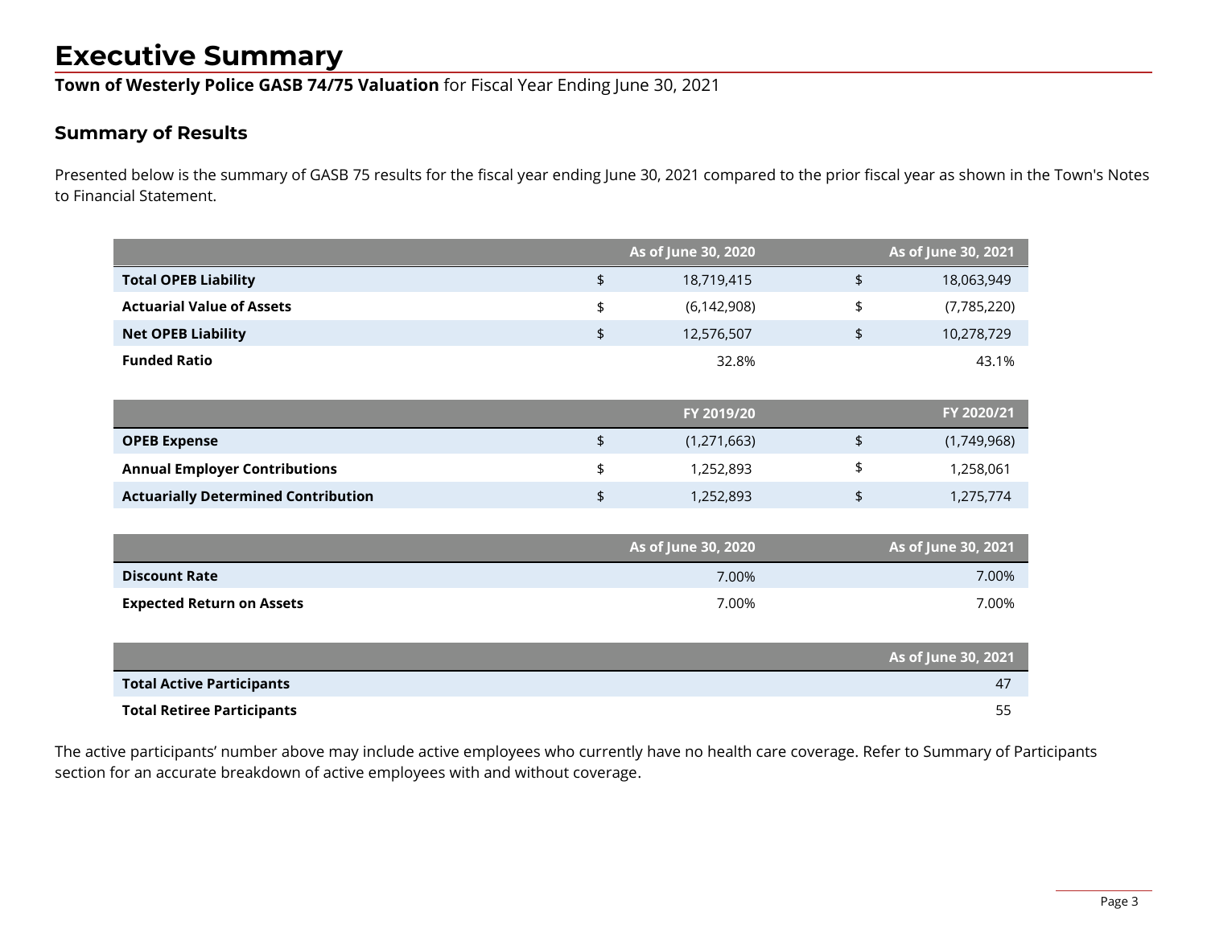# Executive Summary

**Town of Westerly Police GASB 74/75 Valuation** for Fiscal Year Ending June 30, 2021

## Summary of Results

Presented below is the summary of GASB 75 results for the fiscal year ending June 30, 2021 compared to the prior fiscal year as shown in the Town's Notes to Financial Statement.

| | As of June 30, 2020 | As of June 30, 2021 |
|---|---|---|
| **Total OPEB Liability** | $ 18,719,415 | $ 18,063,949 |
| **Actuarial Value of Assets** | $ (6,142,908) | $ (7,785,220) |
| **Net OPEB Liability** | $ 12,576,507 | $ 10,278,729 |
| **Funded Ratio** | 32.8% | 43.1% |

| | FY 2019/20 | FY 2020/21 |
|---|---|---|
| **OPEB Expense** | $ (1,271,663) | $ (1,749,968) |
| **Annual Employer Contributions** | $ 1,252,893 | $ 1,258,061 |
| **Actuarially Determined Contribution** | $ 1,252,893 | $ 1,275,774 |

| | As of June 30, 2020 | As of June 30, 2021 |
|---|---|---|
| **Discount Rate** | 7.00% | 7.00% |
| **Expected Return on Assets** | 7.00% | 7.00% |

| | As of June 30, 2021 |
|---|---|
| **Total Active Participants** | 47 |
| **Total Retiree Participants** | 55 |

The active participants' number above may include active employees who currently have no health care coverage. Refer to Summary of Participants section for an accurate breakdown of active employees with and without coverage.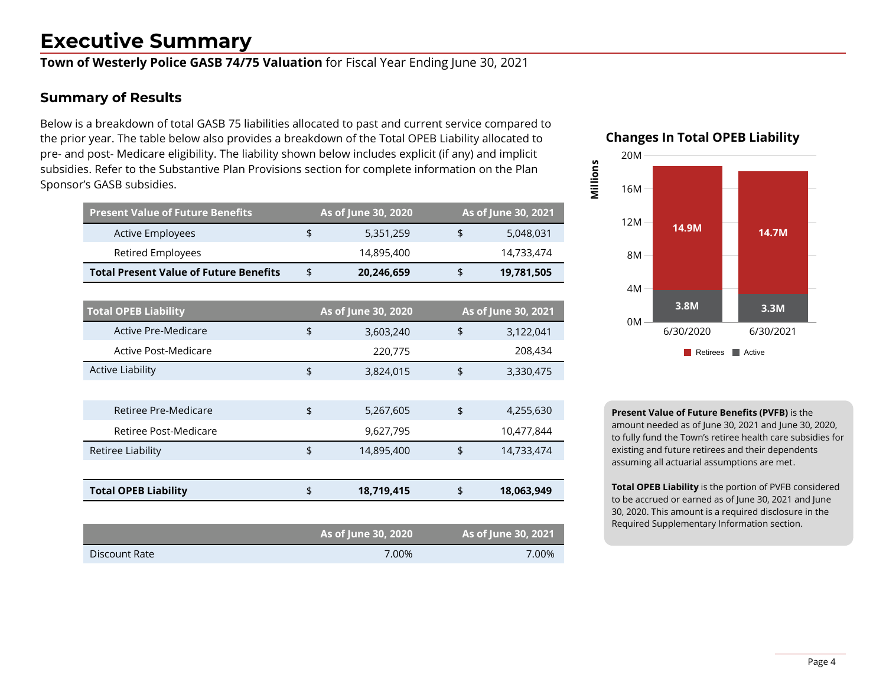# Executive Summary

**Town of Westerly Police GASB 74/75 Valuation** for Fiscal Year Ending June 30, 2021

## Summary of Results

Below is a breakdown of total GASB 75 liabilities allocated to past and current service compared to the prior year. The table below also provides a breakdown of the Total OPEB Liability allocated to pre- and post- Medicare eligibility. The liability shown below includes explicit (if any) and implicit subsidies. Refer to the Substantive Plan Provisions section for complete information on the Plan Sponsor's GASB subsidies.

| Present Value of Future Benefits | As of June 30, 2020 | As of June 30, 2021 |
|---|---|---|
| Active Employees | $ 5,351,259 | $ 5,048,031 |
| Retired Employees | 14,895,400 | 14,733,474 |
| **Total Present Value of Future Benefits** | **$ 20,246,659** | **$ 19,781,505** |

| Total OPEB Liability | As of June 30, 2020 | As of June 30, 2021 |
|---|---|---|
| Active Pre-Medicare | $ 3,603,240 | $ 3,122,041 |
| Active Post-Medicare | 220,775 | 208,434 |
| Active Liability | $ 3,824,015 | $ 3,330,475 |
| | | |
| Retiree Pre-Medicare | $ 5,267,605 | $ 4,255,630 |
| Retiree Post-Medicare | 9,627,795 | 10,477,844 |
| Retiree Liability | $ 14,895,400 | $ 14,733,474 |
| | | |
| **Total OPEB Liability** | **$ 18,719,415** | **$ 18,063,949** |

| | As of June 30, 2020 | As of June 30, 2021 |
|---|---|---|
| Discount Rate | 7.00% | 7.00% |

**Changes In Total OPEB Liability**

| Millions | 6/30/2020 | 6/30/2021 |
|---|---|---|
| Retirees | 14.9M | 14.7M |
| Active | 3.8M | 3.3M |

**Present Value of Future Benefits (PVFB)** is the amount needed as of June 30, 2021 and June 30, 2020, to fully fund the Town's retiree health care subsidies for existing and future retirees and their dependents assuming all actuarial assumptions are met.

**Total OPEB Liability** is the portion of PVFB considered to be accrued or earned as of June 30, 2021 and June 30, 2020. This amount is a required disclosure in the Required Supplementary Information section.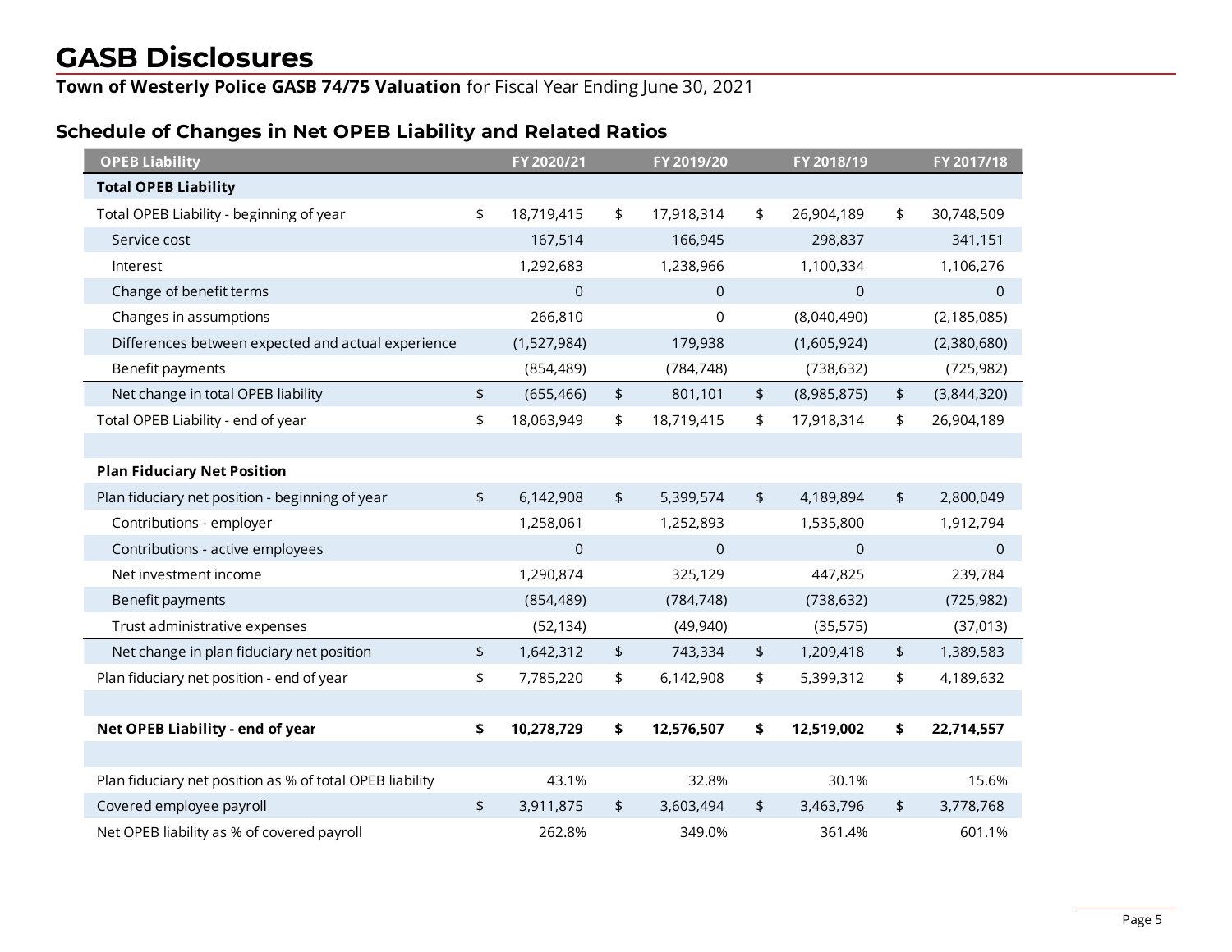# GASB Disclosures

**Town of Westerly Police GASB 74/75 Valuation** for Fiscal Year Ending June 30, 2021

## Schedule of Changes in Net OPEB Liability and Related Ratios

| OPEB Liability | FY 2020/21 | FY 2019/20 | FY 2018/19 | FY 2017/18 |
|---|---|---|---|---|
| **Total OPEB Liability** | | | | |
| Total OPEB Liability - beginning of year | $ 18,719,415 | $ 17,918,314 | $ 26,904,189 | $ 30,748,509 |
| Service cost | 167,514 | 166,945 | 298,837 | 341,151 |
| Interest | 1,292,683 | 1,238,966 | 1,100,334 | 1,106,276 |
| Change of benefit terms | 0 | 0 | 0 | 0 |
| Changes in assumptions | 266,810 | 0 | (8,040,490) | (2,185,085) |
| Differences between expected and actual experience | (1,527,984) | 179,938 | (1,605,924) | (2,380,680) |
| Benefit payments | (854,489) | (784,748) | (738,632) | (725,982) |
| Net change in total OPEB liability | $ (655,466) | $ 801,101 | $ (8,985,875) | $ (3,844,320) |
| Total OPEB Liability - end of year | $ 18,063,949 | $ 18,719,415 | $ 17,918,314 | $ 26,904,189 |
| | | | | |
| **Plan Fiduciary Net Position** | | | | |
| Plan fiduciary net position - beginning of year | $ 6,142,908 | $ 5,399,574 | $ 4,189,894 | $ 2,800,049 |
| Contributions - employer | 1,258,061 | 1,252,893 | 1,535,800 | 1,912,794 |
| Contributions - active employees | 0 | 0 | 0 | 0 |
| Net investment income | 1,290,874 | 325,129 | 447,825 | 239,784 |
| Benefit payments | (854,489) | (784,748) | (738,632) | (725,982) |
| Trust administrative expenses | (52,134) | (49,940) | (35,575) | (37,013) |
| Net change in plan fiduciary net position | $ 1,642,312 | $ 743,334 | $ 1,209,418 | $ 1,389,583 |
| Plan fiduciary net position - end of year | $ 7,785,220 | $ 6,142,908 | $ 5,399,312 | $ 4,189,632 |
| | | | | |
| **Net OPEB Liability - end of year** | **$ 10,278,729** | **$ 12,576,507** | **$ 12,519,002** | **$ 22,714,557** |
| | | | | |
| Plan fiduciary net position as % of total OPEB liability | 43.1% | 32.8% | 30.1% | 15.6% |
| Covered employee payroll | $ 3,911,875 | $ 3,603,494 | $ 3,463,796 | $ 3,778,768 |
| Net OPEB liability as % of covered payroll | 262.8% | 349.0% | 361.4% | 601.1% |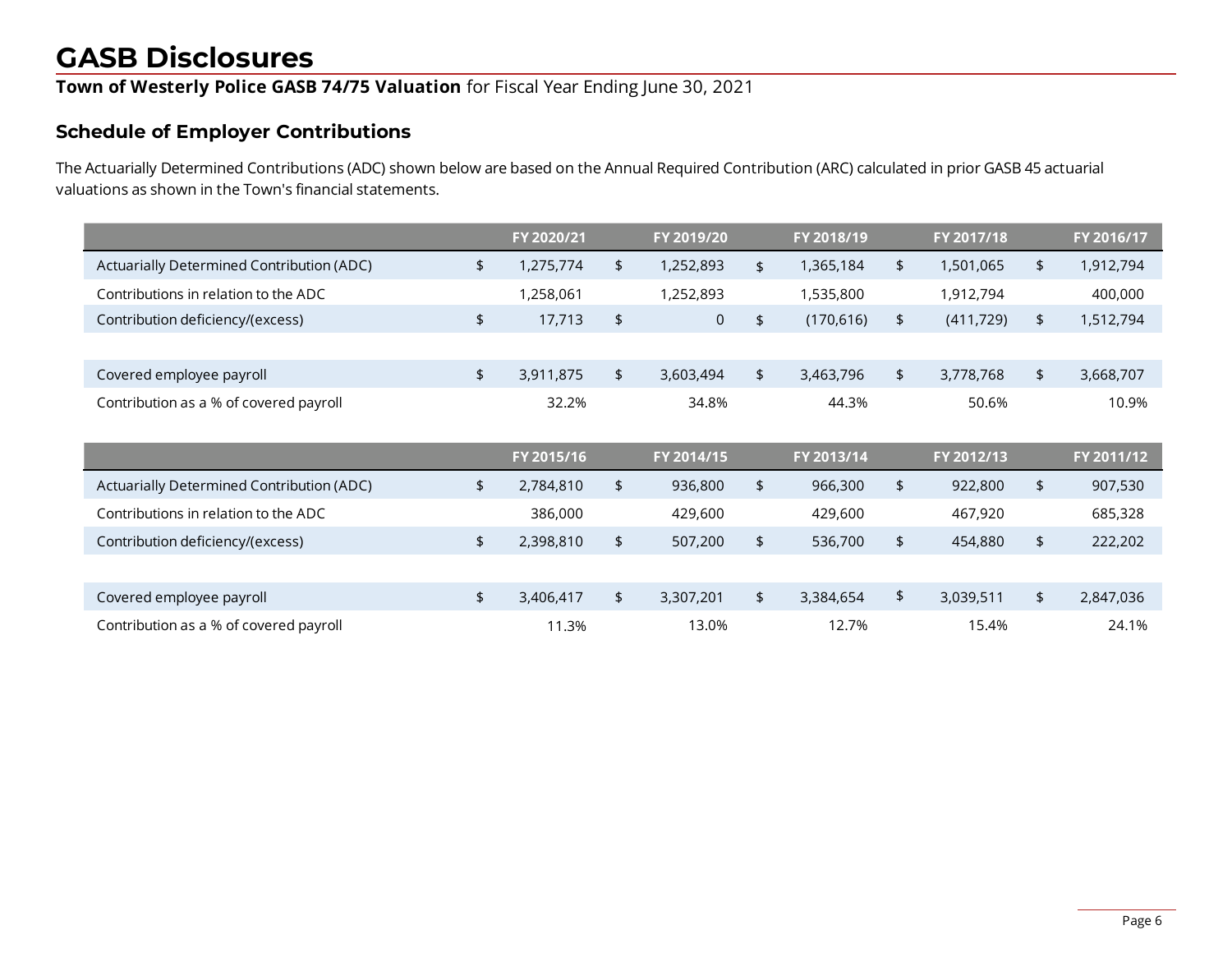# GASB Disclosures

**Town of Westerly Police GASB 74/75 Valuation** for Fiscal Year Ending June 30, 2021

## Schedule of Employer Contributions

The Actuarially Determined Contributions (ADC) shown below are based on the Annual Required Contribution (ARC) calculated in prior GASB 45 actuarial valuations as shown in the Town's financial statements.

| | FY 2020/21 | FY 2019/20 | FY 2018/19 | FY 2017/18 | FY 2016/17 |
|---|---|---|---|---|---|
| Actuarially Determined Contribution (ADC) | $ 1,275,774 | $ 1,252,893 | $ 1,365,184 | $ 1,501,065 | $ 1,912,794 |
| Contributions in relation to the ADC | 1,258,061 | 1,252,893 | 1,535,800 | 1,912,794 | 400,000 |
| Contribution deficiency/(excess) | $ 17,713 | $ 0 | $ (170,616) | $ (411,729) | $ 1,512,794 |
| | | | | | |
| Covered employee payroll | $ 3,911,875 | $ 3,603,494 | $ 3,463,796 | $ 3,778,768 | $ 3,668,707 |
| Contribution as a % of covered payroll | 32.2% | 34.8% | 44.3% | 50.6% | 10.9% |

| | FY 2015/16 | FY 2014/15 | FY 2013/14 | FY 2012/13 | FY 2011/12 |
|---|---|---|---|---|---|
| Actuarially Determined Contribution (ADC) | $ 2,784,810 | $ 936,800 | $ 966,300 | $ 922,800 | $ 907,530 |
| Contributions in relation to the ADC | 386,000 | 429,600 | 429,600 | 467,920 | 685,328 |
| Contribution deficiency/(excess) | $ 2,398,810 | $ 507,200 | $ 536,700 | $ 454,880 | $ 222,202 |
| | | | | | |
| Covered employee payroll | $ 3,406,417 | $ 3,307,201 | $ 3,384,654 | $ 3,039,511 | $ 2,847,036 |
| Contribution as a % of covered payroll | 11.3% | 13.0% | 12.7% | 15.4% | 24.1% |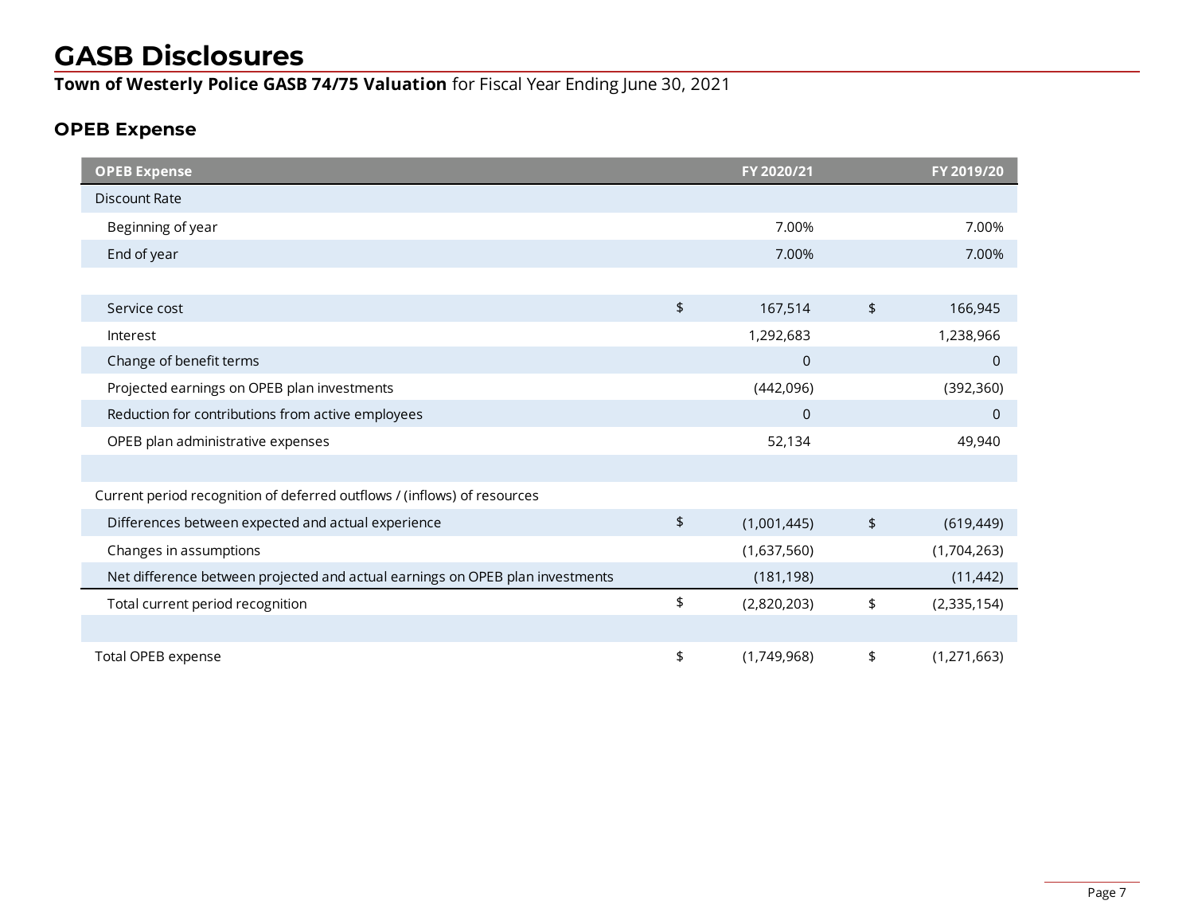# GASB Disclosures

**Town of Westerly Police GASB 74/75 Valuation** for Fiscal Year Ending June 30, 2021

## OPEB Expense

| OPEB Expense | FY 2020/21 | FY 2019/20 |
|---|---|---|
| Discount Rate | | |
| Beginning of year | 7.00% | 7.00% |
| End of year | 7.00% | 7.00% |
| | | |
| Service cost | $ 167,514 | $ 166,945 |
| Interest | 1,292,683 | 1,238,966 |
| Change of benefit terms | 0 | 0 |
| Projected earnings on OPEB plan investments | (442,096) | (392,360) |
| Reduction for contributions from active employees | 0 | 0 |
| OPEB plan administrative expenses | 52,134 | 49,940 |
| | | |
| Current period recognition of deferred outflows / (inflows) of resources | | |
| Differences between expected and actual experience | $ (1,001,445) | $ (619,449) |
| Changes in assumptions | (1,637,560) | (1,704,263) |
| Net difference between projected and actual earnings on OPEB plan investments | (181,198) | (11,442) |
| Total current period recognition | $ (2,820,203) | $ (2,335,154) |
| | | |
| Total OPEB expense | $ (1,749,968) | $ (1,271,663) |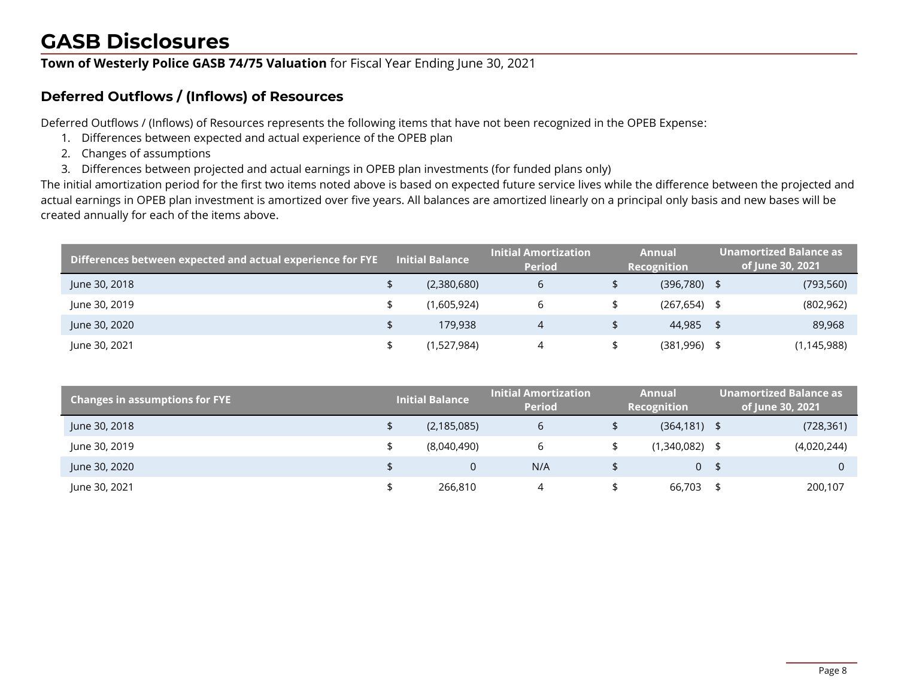# GASB Disclosures

**Town of Westerly Police GASB 74/75 Valuation** for Fiscal Year Ending June 30, 2021

## Deferred Outflows / (Inflows) of Resources

Deferred Outflows / (Inflows) of Resources represents the following items that have not been recognized in the OPEB Expense:

1. Differences between expected and actual experience of the OPEB plan
2. Changes of assumptions
3. Differences between projected and actual earnings in OPEB plan investments (for funded plans only)

The initial amortization period for the first two items noted above is based on expected future service lives while the difference between the projected and actual earnings in OPEB plan investment is amortized over five years. All balances are amortized linearly on a principal only basis and new bases will be created annually for each of the items above.

| Differences between expected and actual experience for FYE | Initial Balance | Initial Amortization Period | Annual Recognition | Unamortized Balance as of June 30, 2021 |
|---|---|---|---|---|
| June 30, 2018 | $ (2,380,680) | 6 | $ (396,780) | $ (793,560) |
| June 30, 2019 | $ (1,605,924) | 6 | $ (267,654) | $ (802,962) |
| June 30, 2020 | $ 179,938 | 4 | $ 44,985 | $ 89,968 |
| June 30, 2021 | $ (1,527,984) | 4 | $ (381,996) | $ (1,145,988) |

| Changes in assumptions for FYE | Initial Balance | Initial Amortization Period | Annual Recognition | Unamortized Balance as of June 30, 2021 |
|---|---|---|---|---|
| June 30, 2018 | $ (2,185,085) | 6 | $ (364,181) | $ (728,361) |
| June 30, 2019 | $ (8,040,490) | 6 | $ (1,340,082) | $ (4,020,244) |
| June 30, 2020 | $ 0 | N/A | $ 0 | $ 0 |
| June 30, 2021 | $ 266,810 | 4 | $ 66,703 | $ 200,107 |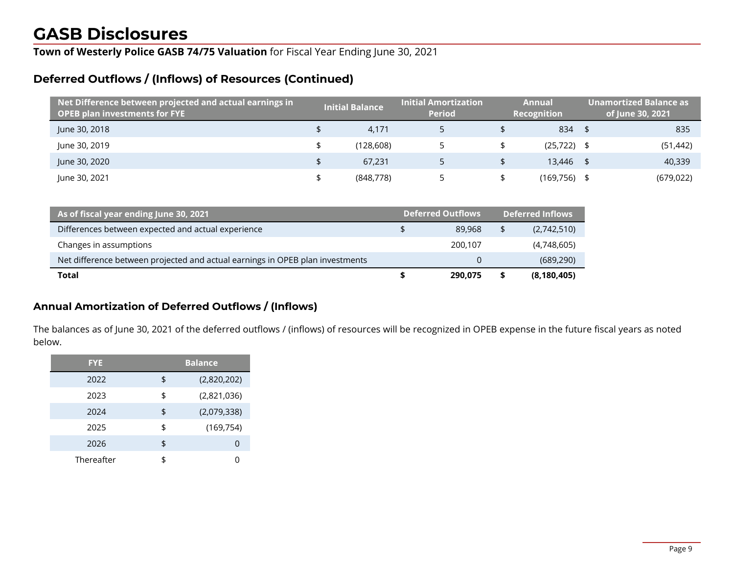# GASB Disclosures

**Town of Westerly Police GASB 74/75 Valuation** for Fiscal Year Ending June 30, 2021

## Deferred Outflows / (Inflows) of Resources (Continued)

| Net Difference between projected and actual earnings in OPEB plan investments for FYE | Initial Balance | Initial Amortization Period | Annual Recognition | Unamortized Balance as of June 30, 2021 |
|---|---|---|---|---|
| June 30, 2018 | $ 4,171 | 5 | $ 834 | $ 835 |
| June 30, 2019 | $ (128,608) | 5 | $ (25,722) | $ (51,442) |
| June 30, 2020 | $ 67,231 | 5 | $ 13,446 | $ 40,339 |
| June 30, 2021 | $ (848,778) | 5 | $ (169,756) | $ (679,022) |

| As of fiscal year ending June 30, 2021 | Deferred Outflows | Deferred Inflows |
|---|---|---|
| Differences between expected and actual experience | $ 89,968 | $ (2,742,510) |
| Changes in assumptions | 200,107 | (4,748,605) |
| Net difference between projected and actual earnings in OPEB plan investments | 0 | (689,290) |
| **Total** | **$ 290,075** | **$ (8,180,405)** |

## Annual Amortization of Deferred Outflows / (Inflows)

The balances as of June 30, 2021 of the deferred outflows / (inflows) of resources will be recognized in OPEB expense in the future fiscal years as noted below.

| FYE | Balance |
|---|---|
| 2022 | $ (2,820,202) |
| 2023 | $ (2,821,036) |
| 2024 | $ (2,079,338) |
| 2025 | $ (169,754) |
| 2026 | $ 0 |
| Thereafter | $ 0 |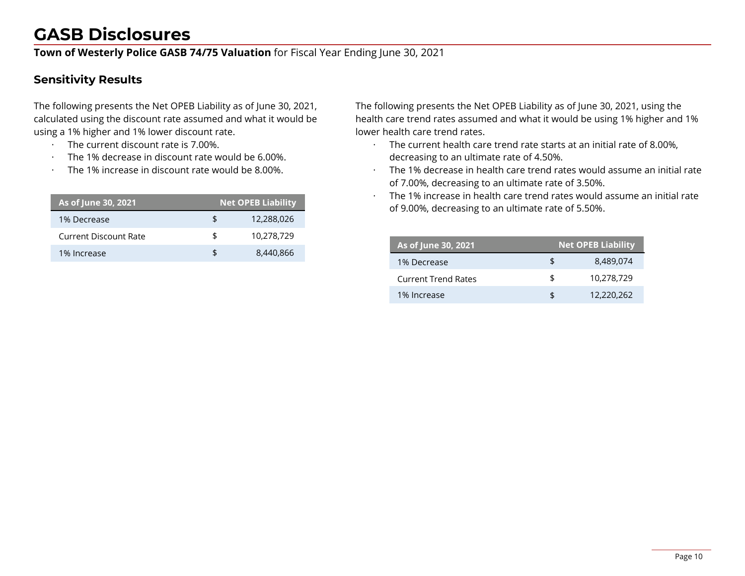# GASB Disclosures

**Town of Westerly Police GASB 74/75 Valuation** for Fiscal Year Ending June 30, 2021

## Sensitivity Results

The following presents the Net OPEB Liability as of June 30, 2021, calculated using the discount rate assumed and what it would be using a 1% higher and 1% lower discount rate.

- The current discount rate is 7.00%.
- The 1% decrease in discount rate would be 6.00%.
- The 1% increase in discount rate would be 8.00%.

| As of June 30, 2021 | Net OPEB Liability |
|---|---|
| 1% Decrease | $ 12,288,026 |
| Current Discount Rate | $ 10,278,729 |
| 1% Increase | $ 8,440,866 |

The following presents the Net OPEB Liability as of June 30, 2021, using the health care trend rates assumed and what it would be using 1% higher and 1% lower health care trend rates.

- The current health care trend rate starts at an initial rate of 8.00%, decreasing to an ultimate rate of 4.50%.
- The 1% decrease in health care trend rates would assume an initial rate of 7.00%, decreasing to an ultimate rate of 3.50%.
- The 1% increase in health care trend rates would assume an initial rate of 9.00%, decreasing to an ultimate rate of 5.50%.

| As of June 30, 2021 | Net OPEB Liability |
|---|---|
| 1% Decrease | $ 8,489,074 |
| Current Trend Rates | $ 10,278,729 |
| 1% Increase | $ 12,220,262 |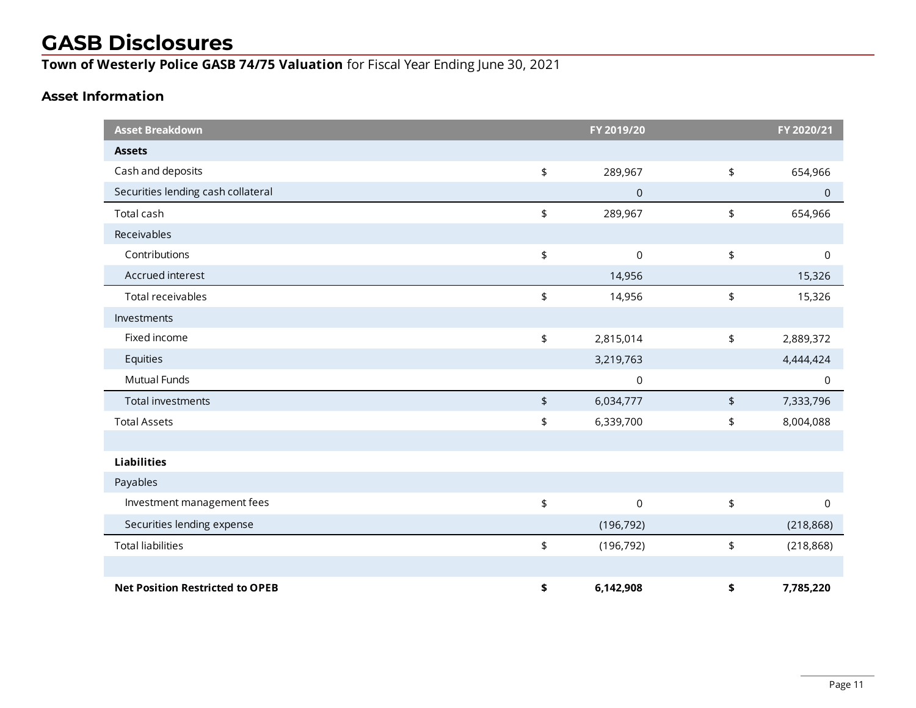# GASB Disclosures

**Town of Westerly Police GASB 74/75 Valuation** for Fiscal Year Ending June 30, 2021

### Asset Information

| Asset Breakdown | FY 2019/20 | FY 2020/21 |
|---|---|---|
| **Assets** | | |
| Cash and deposits | $ 289,967 | $ 654,966 |
| Securities lending cash collateral | 0 | 0 |
| Total cash | $ 289,967 | $ 654,966 |
| Receivables | | |
| Contributions | $ 0 | $ 0 |
| Accrued interest | 14,956 | 15,326 |
| Total receivables | $ 14,956 | $ 15,326 |
| Investments | | |
| Fixed income | $ 2,815,014 | $ 2,889,372 |
| Equities | 3,219,763 | 4,444,424 |
| Mutual Funds | 0 | 0 |
| Total investments | $ 6,034,777 | $ 7,333,796 |
| Total Assets | $ 6,339,700 | $ 8,004,088 |
| | | |
| **Liabilities** | | |
| Payables | | |
| Investment management fees | $ 0 | $ 0 |
| Securities lending expense | (196,792) | (218,868) |
| Total liabilities | $ (196,792) | $ (218,868) |
| | | |
| **Net Position Restricted to OPEB** | **$ 6,142,908** | **$ 7,785,220** |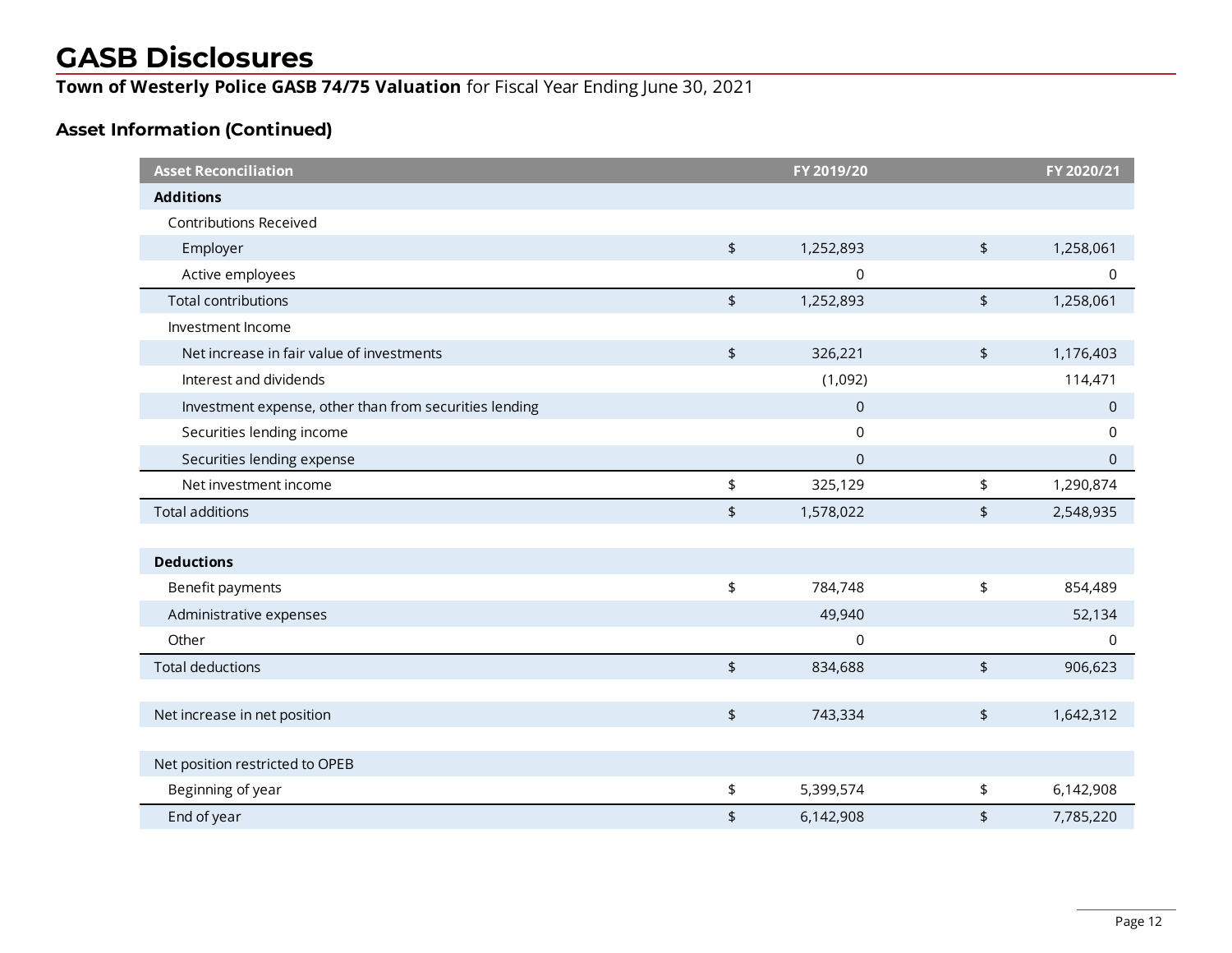# GASB Disclosures

**Town of Westerly Police GASB 74/75 Valuation** for Fiscal Year Ending June 30, 2021

## Asset Information (Continued)

| Asset Reconciliation | FY 2019/20 | FY 2020/21 |
|---|---|---|
| **Additions** | | |
| Contributions Received | | |
| Employer | $ 1,252,893 | $ 1,258,061 |
| Active employees | 0 | 0 |
| Total contributions | $ 1,252,893 | $ 1,258,061 |
| Investment Income | | |
| Net increase in fair value of investments | $ 326,221 | $ 1,176,403 |
| Interest and dividends | (1,092) | 114,471 |
| Investment expense, other than from securities lending | 0 | 0 |
| Securities lending income | 0 | 0 |
| Securities lending expense | 0 | 0 |
| Net investment income | $ 325,129 | $ 1,290,874 |
| Total additions | $ 1,578,022 | $ 2,548,935 |
| | | |
| **Deductions** | | |
| Benefit payments | $ 784,748 | $ 854,489 |
| Administrative expenses | 49,940 | 52,134 |
| Other | 0 | 0 |
| Total deductions | $ 834,688 | $ 906,623 |
| | | |
| Net increase in net position | $ 743,334 | $ 1,642,312 |
| | | |
| Net position restricted to OPEB | | |
| Beginning of year | $ 5,399,574 | $ 6,142,908 |
| End of year | $ 6,142,908 | $ 7,785,220 |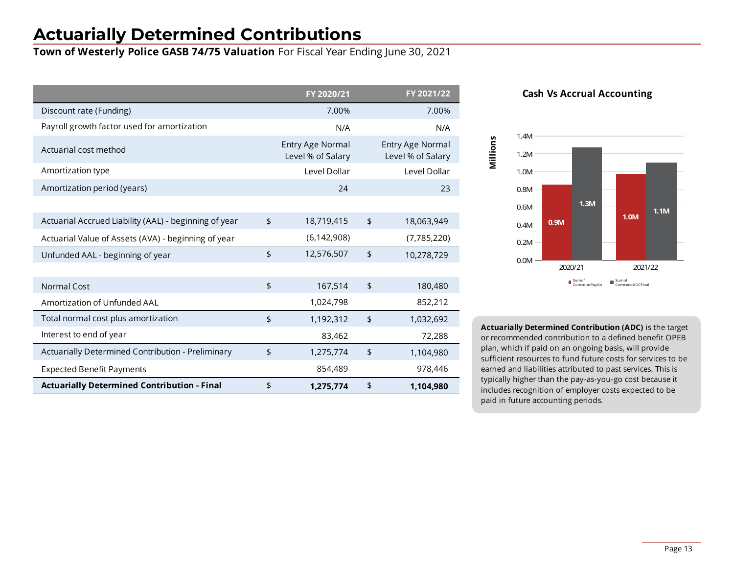# Actually Determined Contributions

**Town of Westerly Police GASB 74/75 Valuation** For Fiscal Year Ending June 30, 2021

| | FY 2020/21 | FY 2021/22 |
|---|---|---|
| Discount rate (Funding) | 7.00% | 7.00% |
| Payroll growth factor used for amortization | N/A | N/A |
| Actuarial cost method | Entry Age Normal Level % of Salary | Entry Age Normal Level % of Salary |
| Amortization type | Level Dollar | Level Dollar |
| Amortization period (years) | 24 | 23 |
| | | |
| Actuarial Accrued Liability (AAL) - beginning of year | $ 18,719,415 | $ 18,063,949 |
| Actuarial Value of Assets (AVA) - beginning of year | (6,142,908) | (7,785,220) |
| Unfunded AAL - beginning of year | $ 12,576,507 | $ 10,278,729 |
| | | |
| Normal Cost | $ 167,514 | $ 180,480 |
| Amortization of Unfunded AAL | 1,024,798 | 852,212 |
| Total normal cost plus amortization | $ 1,192,312 | $ 1,032,692 |
| Interest to end of year | 83,462 | 72,288 |
| Actuarially Determined Contribution - Preliminary | $ 1,275,774 | $ 1,104,980 |
| Expected Benefit Payments | 854,489 | 978,446 |
| **Actuarially Determined Contribution - Final** | $ **1,275,774** | $ **1,104,980** |

**Cash Vs Accrual Accounting**

| Millions | 2020/21 | 2021/22 |
|---|---|---|
| Sum of CommandPayGo | 0.9M | 1.0M |
| Sum of CommandADCFinal | 1.3M | 1.1M |

**Actuarially Determined Contribution (ADC)** is the target or recommended contribution to a defined benefit OPEB plan, which if paid on an ongoing basis, will provide sufficient resources to fund future costs for services to be earned and liabilities attributed to past services. This is typically higher than the pay-as-you-go cost because it includes recognition of employer costs expected to be paid in future accounting periods.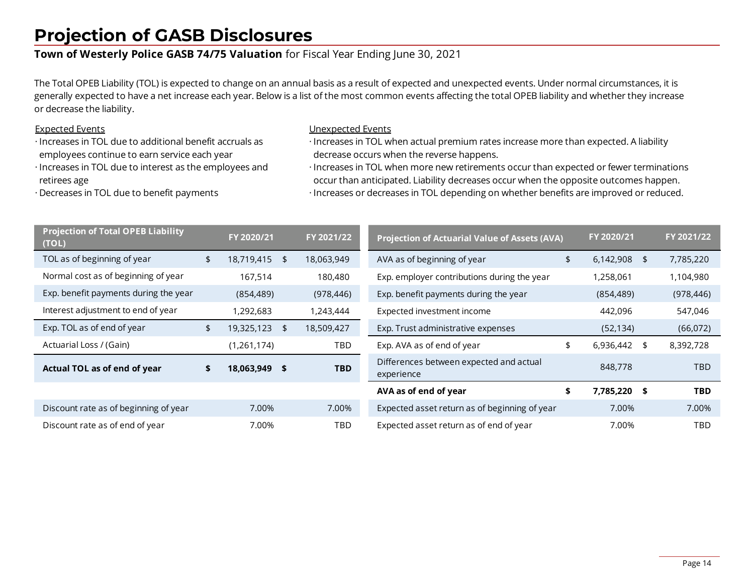# Projection of GASB Disclosures

**Town of Westerly Police GASB 74/75 Valuation** for Fiscal Year Ending June 30, 2021

The Total OPEB Liability (TOL) is expected to change on an annual basis as a result of expected and unexpected events. Under normal circumstances, it is generally expected to have a net increase each year. Below is a list of the most common events affecting the total OPEB liability and whether they increase or decrease the liability.

Expected Events

- Increases in TOL due to additional benefit accruals as employees continue to earn service each year
- Increases in TOL due to interest as the employees and retirees age
- Decreases in TOL due to benefit payments

Unexpected Events

- Increases in TOL when actual premium rates increase more than expected. A liability decrease occurs when the reverse happens.
- Increases in TOL when more new retirements occur than expected or fewer terminations occur than anticipated. Liability decreases occur when the opposite outcomes happen.
- Increases or decreases in TOL depending on whether benefits are improved or reduced.

| Projection of Total OPEB Liability (TOL) | FY 2020/21 | FY 2021/22 |
|---|---|---|
| TOL as of beginning of year | $ 18,719,415 | $ 18,063,949 |
| Normal cost as of beginning of year | 167,514 | 180,480 |
| Exp. benefit payments during the year | (854,489) | (978,446) |
| Interest adjustment to end of year | 1,292,683 | 1,243,444 |
| Exp. TOL as of end of year | $ 19,325,123 | $ 18,509,427 |
| Actuarial Loss / (Gain) | (1,261,174) | TBD |
| **Actual TOL as of end of year** | **$ 18,063,949** | **$ TBD** |
| | | |
| Discount rate as of beginning of year | 7.00% | 7.00% |
| Discount rate as of end of year | 7.00% | TBD |

| Projection of Actuarial Value of Assets (AVA) | FY 2020/21 | FY 2021/22 |
|---|---|---|
| AVA as of beginning of year | $ 6,142,908 | $ 7,785,220 |
| Exp. employer contributions during the year | 1,258,061 | 1,104,980 |
| Exp. benefit payments during the year | (854,489) | (978,446) |
| Expected investment income | 442,096 | 547,046 |
| Exp. Trust administrative expenses | (52,134) | (66,072) |
| Exp. AVA as of end of year | $ 6,936,442 | $ 8,392,728 |
| Differences between expected and actual experience | 848,778 | TBD |
| **AVA as of end of year** | **$ 7,785,220** | **$ TBD** |
| Expected asset return as of beginning of year | 7.00% | 7.00% |
| Expected asset return as of end of year | 7.00% | TBD |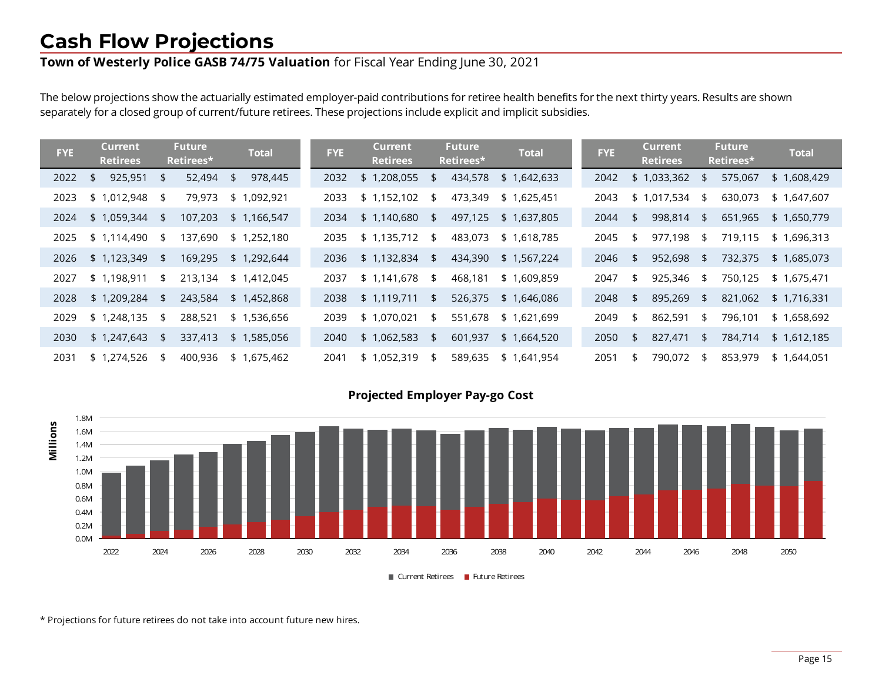# Cash Flow Projections

**Town of Westerly Police GASB 74/75 Valuation** for Fiscal Year Ending June 30, 2021

The below projections show the actuarially estimated employer-paid contributions for retiree health benefits for the next thirty years. Results are shown separately for a closed group of current/future retirees. These projections include explicit and implicit subsidies.

| FYE | Current Retirees | Future Retirees* | Total |
|---|---|---|---|
| 2022 | $ 925,951 | $ 52,494 | $ 978,445 |
| 2023 | $ 1,012,948 | $ 79,973 | $ 1,092,921 |
| 2024 | $ 1,059,344 | $ 107,203 | $ 1,166,547 |
| 2025 | $ 1,114,490 | $ 137,690 | $ 1,252,180 |
| 2026 | $ 1,123,349 | $ 169,295 | $ 1,292,644 |
| 2027 | $ 1,198,911 | $ 213,134 | $ 1,412,045 |
| 2028 | $ 1,209,284 | $ 243,584 | $ 1,452,868 |
| 2029 | $ 1,248,135 | $ 288,521 | $ 1,536,656 |
| 2030 | $ 1,247,643 | $ 337,413 | $ 1,585,056 |
| 2031 | $ 1,274,526 | $ 400,936 | $ 1,675,462 |
| 2032 | $ 1,208,055 | $ 434,578 | $ 1,642,633 |
| 2033 | $ 1,152,102 | $ 473,349 | $ 1,625,451 |
| 2034 | $ 1,140,680 | $ 497,125 | $ 1,637,805 |
| 2035 | $ 1,135,712 | $ 483,073 | $ 1,618,785 |
| 2036 | $ 1,132,834 | $ 434,390 | $ 1,567,224 |
| 2037 | $ 1,141,678 | $ 468,181 | $ 1,609,859 |
| 2038 | $ 1,119,711 | $ 526,375 | $ 1,646,086 |
| 2039 | $ 1,070,021 | $ 551,678 | $ 1,621,699 |
| 2040 | $ 1,062,583 | $ 601,937 | $ 1,664,520 |
| 2041 | $ 1,052,319 | $ 589,635 | $ 1,641,954 |
| 2042 | $ 1,033,362 | $ 575,067 | $ 1,608,429 |
| 2043 | $ 1,017,534 | $ 630,073 | $ 1,647,607 |
| 2044 | $ 998,814 | $ 651,965 | $ 1,650,779 |
| 2045 | $ 977,198 | $ 719,115 | $ 1,696,313 |
| 2046 | $ 952,698 | $ 732,375 | $ 1,685,073 |
| 2047 | $ 925,346 | $ 750,125 | $ 1,675,471 |
| 2048 | $ 895,269 | $ 821,062 | $ 1,716,331 |
| 2049 | $ 862,591 | $ 796,101 | $ 1,658,692 |
| 2050 | $ 827,471 | $ 784,714 | $ 1,612,185 |
| 2051 | $ 790,072 | $ 853,979 | $ 1,644,051 |

**Projected Employer Pay-go Cost**

\* Projections for future retirees do not take into account future new hires.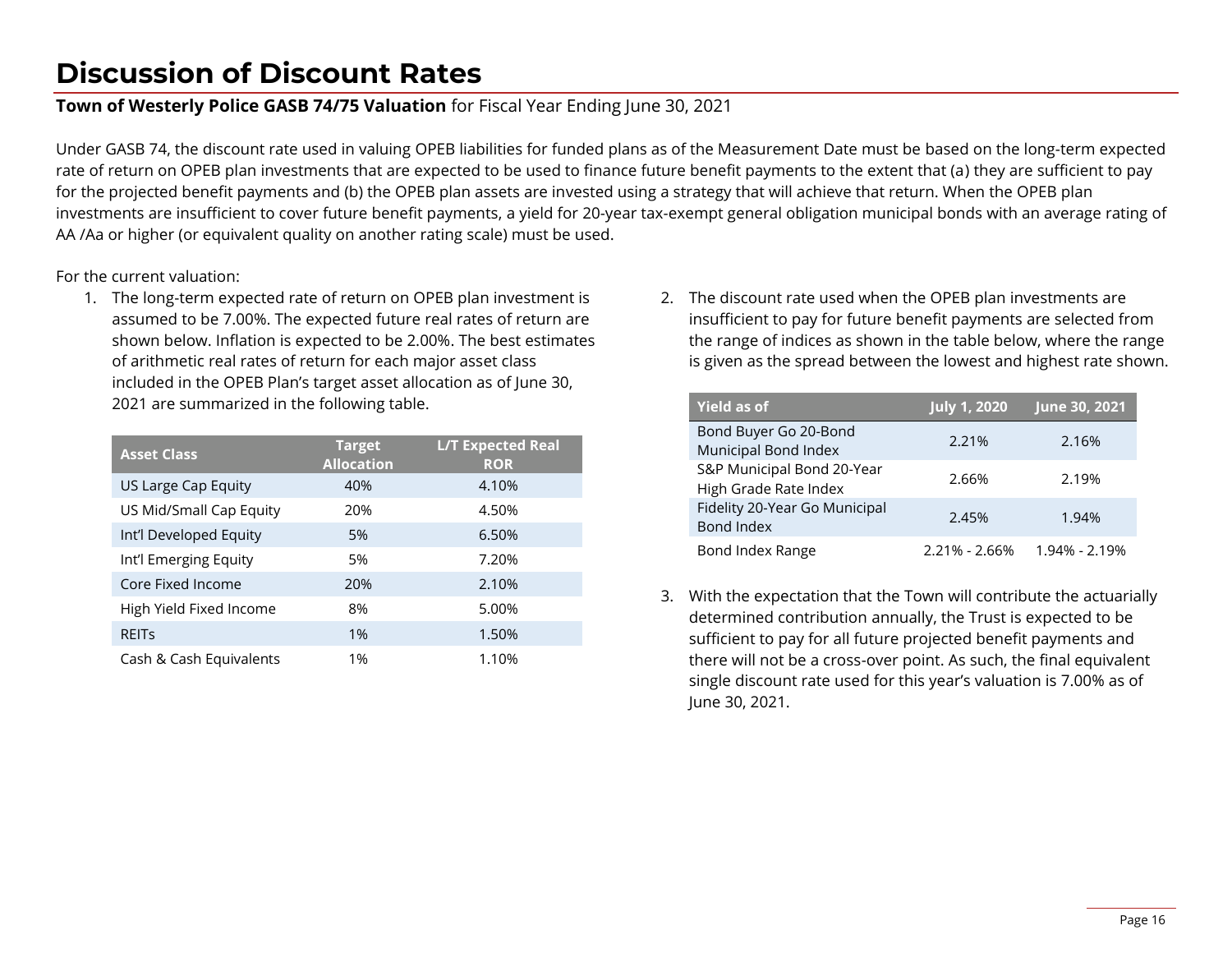# Discussion of Discount Rates

**Town of Westerly Police GASB 74/75 Valuation** for Fiscal Year Ending June 30, 2021

Under GASB 74, the discount rate used in valuing OPEB liabilities for funded plans as of the Measurement Date must be based on the long-term expected rate of return on OPEB plan investments that are expected to be used to finance future benefit payments to the extent that (a) they are sufficient to pay for the projected benefit payments and (b) the OPEB plan assets are invested using a strategy that will achieve that return. When the OPEB plan investments are insufficient to cover future benefit payments, a yield for 20-year tax-exempt general obligation municipal bonds with an average rating of AA /Aa or higher (or equivalent quality on another rating scale) must be used.

For the current valuation:

1. The long-term expected rate of return on OPEB plan investment is assumed to be 7.00%. The expected future real rates of return are shown below. Inflation is expected to be 2.00%. The best estimates of arithmetic real rates of return for each major asset class included in the OPEB Plan's target asset allocation as of June 30, 2021 are summarized in the following table.

| Asset Class | Target Allocation | L/T Expected Real ROR |
|---|---|---|
| US Large Cap Equity | 40% | 4.10% |
| US Mid/Small Cap Equity | 20% | 4.50% |
| Int'l Developed Equity | 5% | 6.50% |
| Int'l Emerging Equity | 5% | 7.20% |
| Core Fixed Income | 20% | 2.10% |
| High Yield Fixed Income | 8% | 5.00% |
| REITs | 1% | 1.50% |
| Cash & Cash Equivalents | 1% | 1.10% |

2. The discount rate used when the OPEB plan investments are insufficient to pay for future benefit payments are selected from the range of indices as shown in the table below, where the range is given as the spread between the lowest and highest rate shown.

| Yield as of | July 1, 2020 | June 30, 2021 |
|---|---|---|
| Bond Buyer Go 20-Bond Municipal Bond Index | 2.21% | 2.16% |
| S&P Municipal Bond 20-Year High Grade Rate Index | 2.66% | 2.19% |
| Fidelity 20-Year Go Municipal Bond Index | 2.45% | 1.94% |
| Bond Index Range | 2.21% - 2.66% | 1.94% - 2.19% |

3. With the expectation that the Town will contribute the actuarially determined contribution annually, the Trust is expected to be sufficient to pay for all future projected benefit payments and there will not be a cross-over point. As such, the final equivalent single discount rate used for this year's valuation is 7.00% as of June 30, 2021.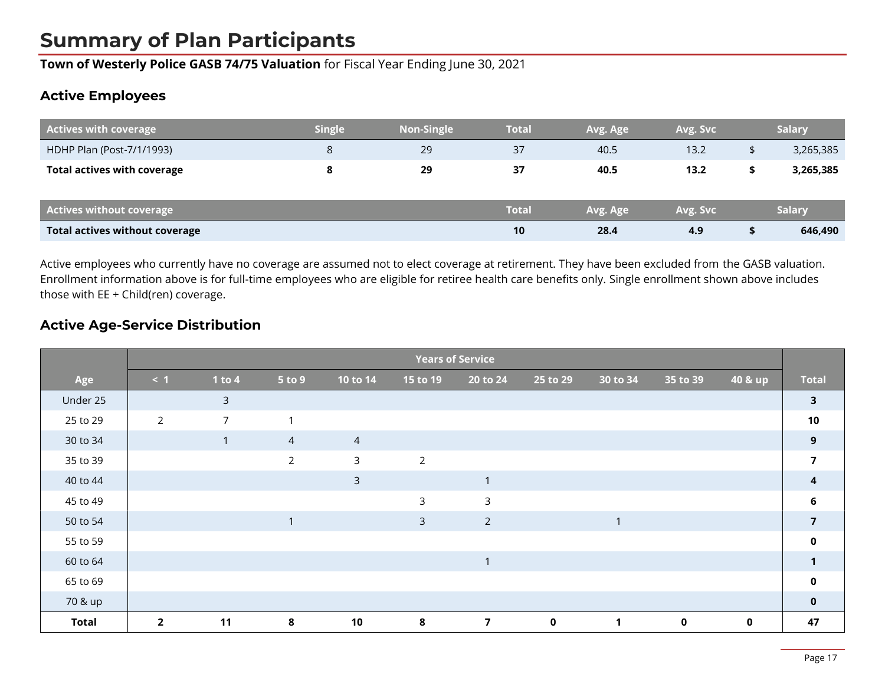# Summary of Plan Participants

**Town of Westerly Police GASB 74/75 Valuation** for Fiscal Year Ending June 30, 2021

## Active Employees

| Actives with coverage | Single | Non-Single | Total | Avg. Age | Avg. Svc | Salary |
|---|---|---|---|---|---|---|
| HDHP Plan (Post-7/1/1993) | 8 | 29 | 37 | 40.5 | 13.2 | $ 3,265,385 |
| **Total actives with coverage** | **8** | **29** | **37** | **40.5** | **13.2** | **$ 3,265,385** |

| Actives without coverage | Total | Avg. Age | Avg. Svc | Salary |
|---|---|---|---|---|
| **Total actives without coverage** | **10** | **28.4** | **4.9** | **$ 646,490** |

Active employees who currently have no coverage are assumed not to elect coverage at retirement. They have been excluded from the GASB valuation. Enrollment information above is for full-time employees who are eligible for retiree health care benefits only. Single enrollment shown above includes those with EE + Child(ren) coverage.

## Active Age-Service Distribution

| | Years of Service | | | | | | | | | | |
|---|---|---|---|---|---|---|---|---|---|---|---|
| **Age** | **< 1** | **1 to 4** | **5 to 9** | **10 to 14** | **15 to 19** | **20 to 24** | **25 to 29** | **30 to 34** | **35 to 39** | **40 & up** | **Total** |
| Under 25 | | 3 | | | | | | | | | **3** |
| 25 to 29 | 2 | 7 | 1 | | | | | | | | **10** |
| 30 to 34 | | 1 | 4 | 4 | | | | | | | **9** |
| 35 to 39 | | | 2 | 3 | 2 | | | | | | **7** |
| 40 to 44 | | | | 3 | | 1 | | | | | **4** |
| 45 to 49 | | | | | 3 | 3 | | | | | **6** |
| 50 to 54 | | | 1 | | 3 | 2 | | 1 | | | **7** |
| 55 to 59 | | | | | | | | | | | **0** |
| 60 to 64 | | | | | | 1 | | | | | **1** |
| 65 to 69 | | | | | | | | | | | **0** |
| 70 & up | | | | | | | | | | | **0** |
| **Total** | **2** | **11** | **8** | **10** | **8** | **7** | **0** | **1** | **0** | **0** | **47** |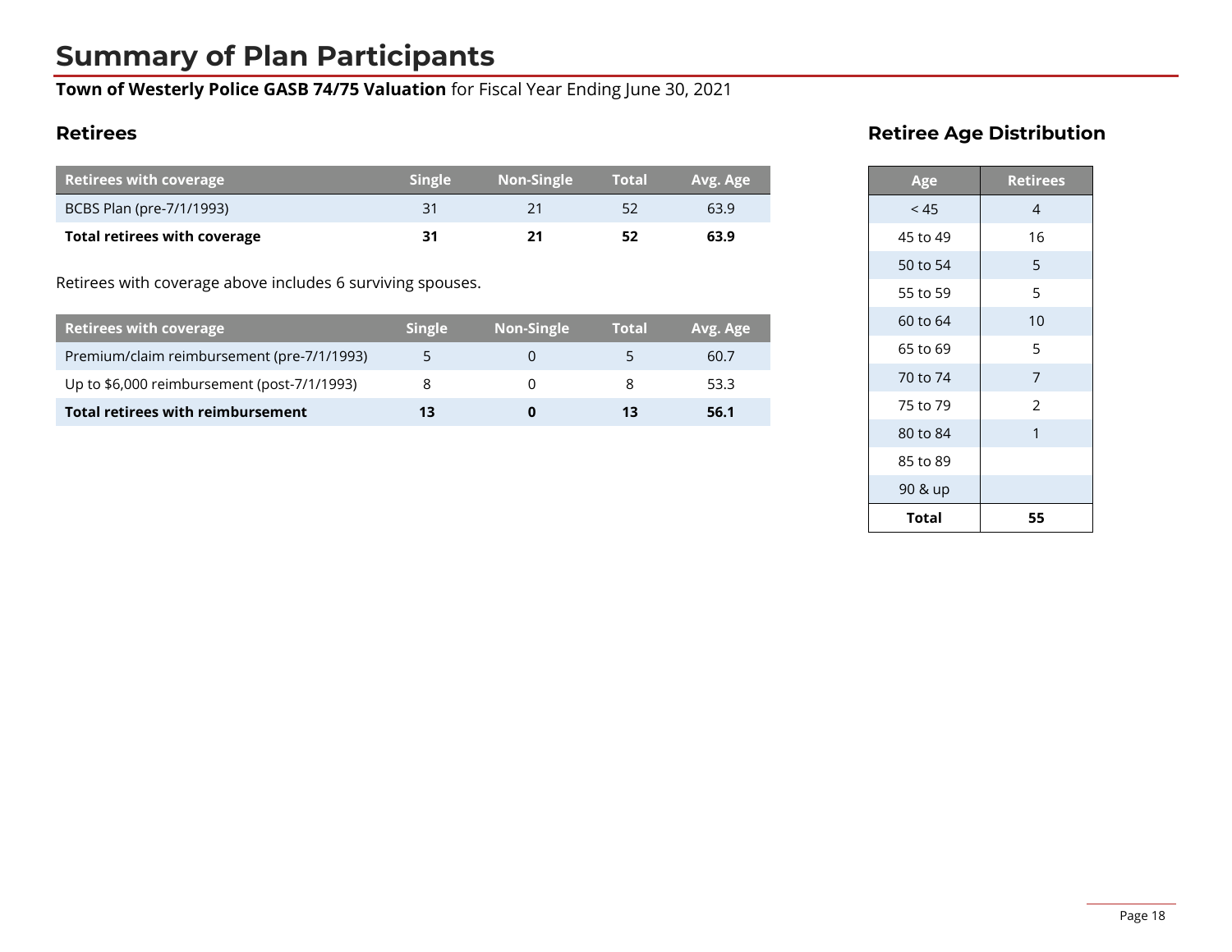# Summary of Plan Participants

**Town of Westerly Police GASB 74/75 Valuation** for Fiscal Year Ending June 30, 2021

## Retirees

| Retirees with coverage | Single | Non-Single | Total | Avg. Age |
|---|---|---|---|---|
| BCBS Plan (pre-7/1/1993) | 31 | 21 | 52 | 63.9 |
| **Total retirees with coverage** | **31** | **21** | **52** | **63.9** |

Retirees with coverage above includes 6 surviving spouses.

| Retirees with coverage | Single | Non-Single | Total | Avg. Age |
|---|---|---|---|---|
| Premium/claim reimbursement (pre-7/1/1993) | 5 | 0 | 5 | 60.7 |
| Up to $6,000 reimbursement (post-7/1/1993) | 8 | 0 | 8 | 53.3 |
| **Total retirees with reimbursement** | **13** | **0** | **13** | **56.1** |

## Retiree Age Distribution

| Age | Retirees |
|---|---|
| < 45 | 4 |
| 45 to 49 | 16 |
| 50 to 54 | 5 |
| 55 to 59 | 5 |
| 60 to 64 | 10 |
| 65 to 69 | 5 |
| 70 to 74 | 7 |
| 75 to 79 | 2 |
| 80 to 84 | 1 |
| 85 to 89 | |
| 90 & up | |
| **Total** | **55** |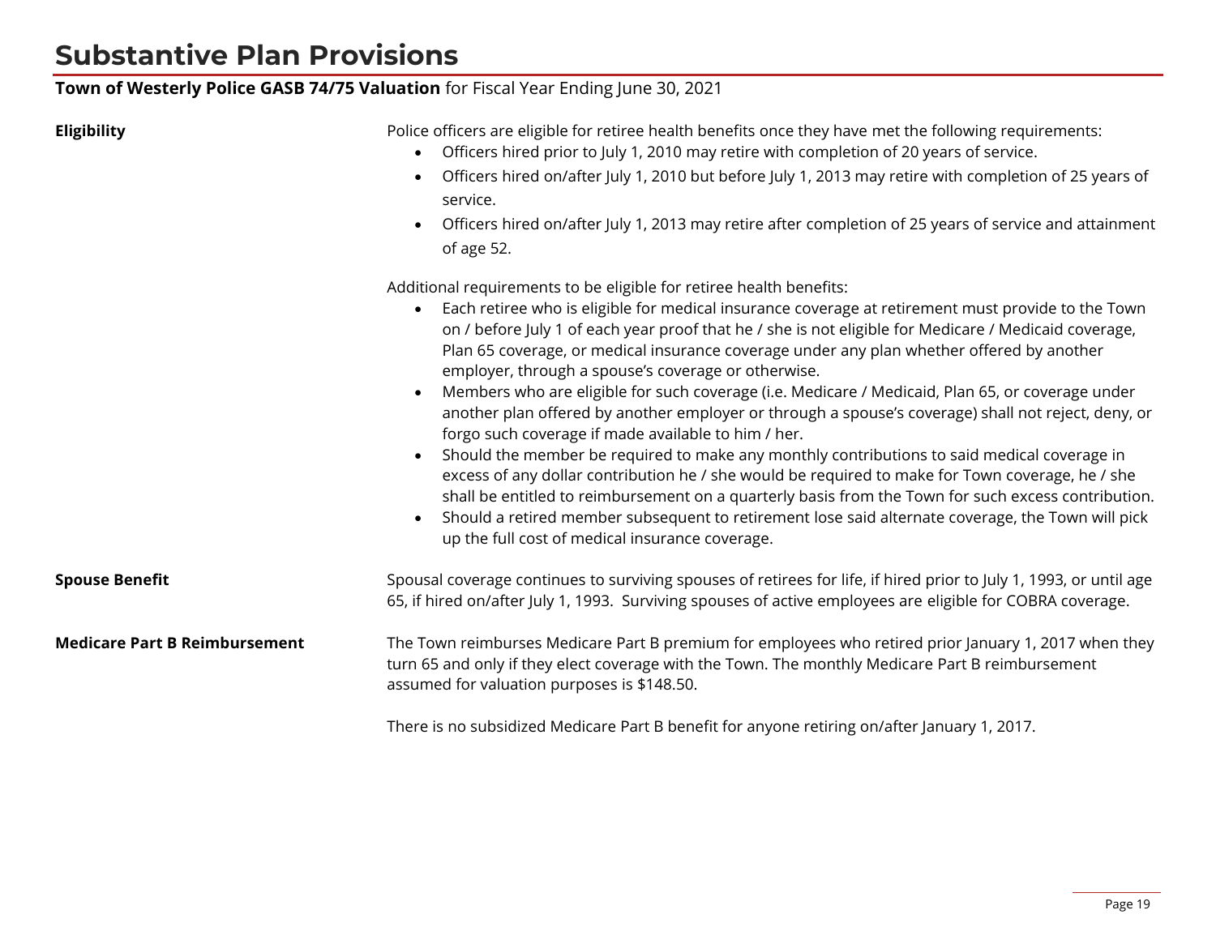# Substantive Plan Provisions

**Town of Westerly Police GASB 74/75 Valuation** for Fiscal Year Ending June 30, 2021

**Eligibility**

Police officers are eligible for retiree health benefits once they have met the following requirements:

- Officers hired prior to July 1, 2010 may retire with completion of 20 years of service.
- Officers hired on/after July 1, 2010 but before July 1, 2013 may retire with completion of 25 years of service.
- Officers hired on/after July 1, 2013 may retire after completion of 25 years of service and attainment of age 52.

Additional requirements to be eligible for retiree health benefits:

- Each retiree who is eligible for medical insurance coverage at retirement must provide to the Town on / before July 1 of each year proof that he / she is not eligible for Medicare / Medicaid coverage, Plan 65 coverage, or medical insurance coverage under any plan whether offered by another employer, through a spouse's coverage or otherwise.
- Members who are eligible for such coverage (i.e. Medicare / Medicaid, Plan 65, or coverage under another plan offered by another employer or through a spouse's coverage) shall not reject, deny, or forgo such coverage if made available to him / her.
- Should the member be required to make any monthly contributions to said medical coverage in excess of any dollar contribution he / she would be required to make for Town coverage, he / she shall be entitled to reimbursement on a quarterly basis from the Town for such excess contribution.
- Should a retired member subsequent to retirement lose said alternate coverage, the Town will pick up the full cost of medical insurance coverage.

**Spouse Benefit**

Spousal coverage continues to surviving spouses of retirees for life, if hired prior to July 1, 1993, or until age 65, if hired on/after July 1, 1993. Surviving spouses of active employees are eligible for COBRA coverage.

**Medicare Part B Reimbursement**

The Town reimburses Medicare Part B premium for employees who retired prior January 1, 2017 when they turn 65 and only if they elect coverage with the Town. The monthly Medicare Part B reimbursement assumed for valuation purposes is $148.50.

There is no subsidized Medicare Part B benefit for anyone retiring on/after January 1, 2017.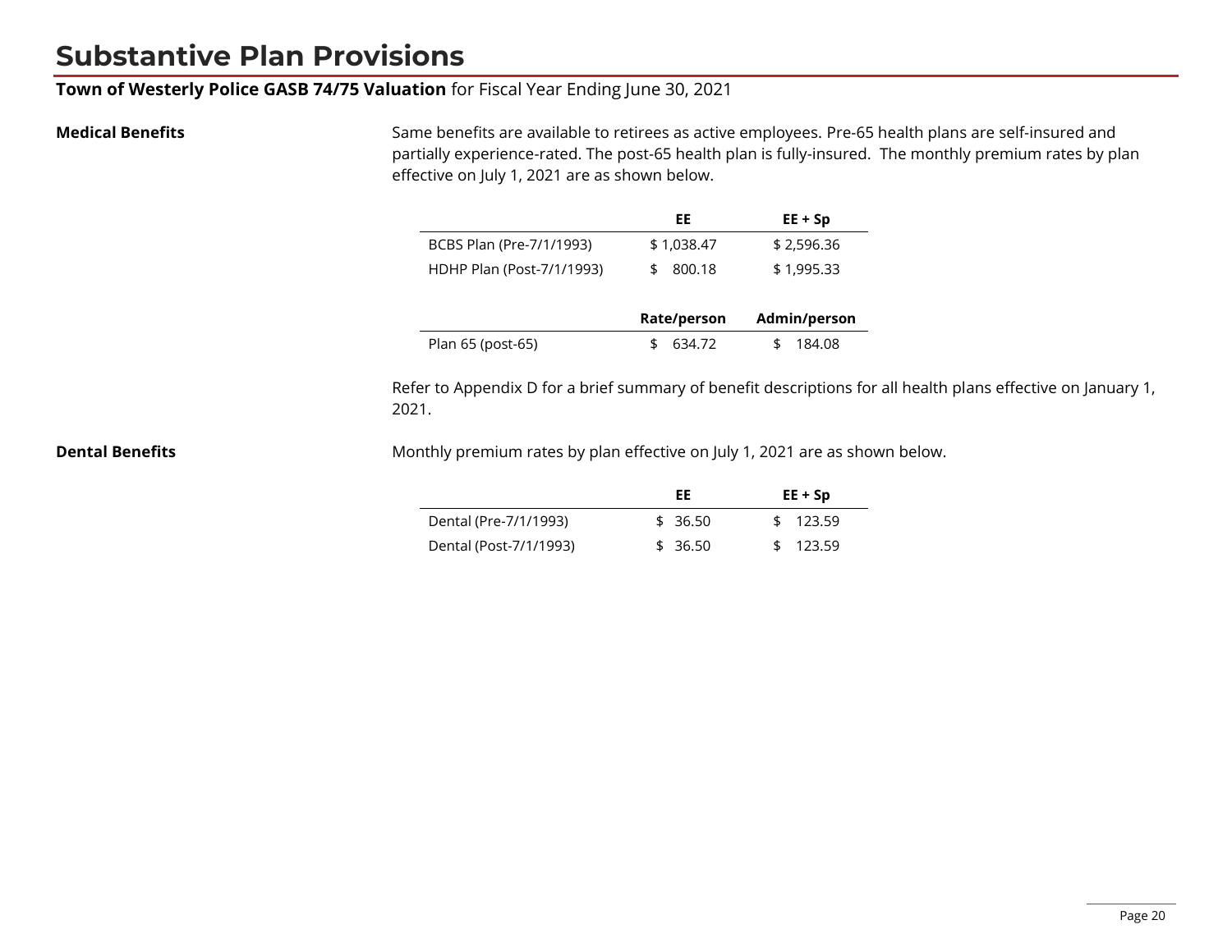# Substantive Plan Provisions

**Town of Westerly Police GASB 74/75 Valuation** for Fiscal Year Ending June 30, 2021

**Medical Benefits**

Same benefits are available to retirees as active employees. Pre-65 health plans are self-insured and partially experience-rated. The post-65 health plan is fully-insured. The monthly premium rates by plan effective on July 1, 2021 are as shown below.

| | EE | EE + Sp |
|---|---|---|
| BCBS Plan (Pre-7/1/1993) | $ 1,038.47 | $ 2,596.36 |
| HDHP Plan (Post-7/1/1993) | $ 800.18 | $ 1,995.33 |

| | Rate/person | Admin/person |
|---|---|---|
| Plan 65 (post-65) | $ 634.72 | $ 184.08 |

Refer to Appendix D for a brief summary of benefit descriptions for all health plans effective on January 1, 2021.

**Dental Benefits**

Monthly premium rates by plan effective on July 1, 2021 are as shown below.

| | EE | EE + Sp |
|---|---|---|
| Dental (Pre-7/1/1993) | $ 36.50 | $ 123.59 |
| Dental (Post-7/1/1993) | $ 36.50 | $ 123.59 |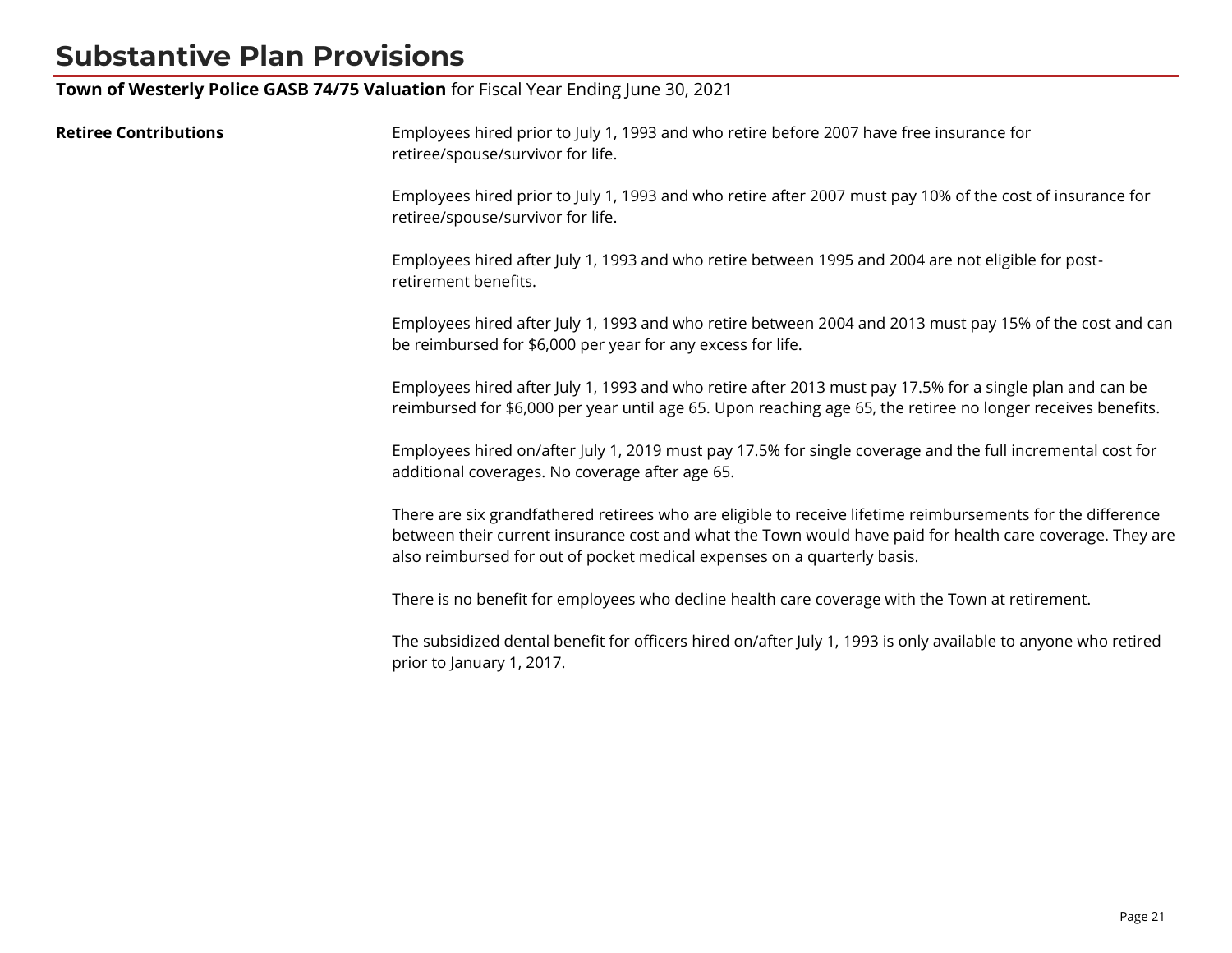# Substantive Plan Provisions

**Town of Westerly Police GASB 74/75 Valuation** for Fiscal Year Ending June 30, 2021

**Retiree Contributions**

Employees hired prior to July 1, 1993 and who retire before 2007 have free insurance for retiree/spouse/survivor for life.

Employees hired prior to July 1, 1993 and who retire after 2007 must pay 10% of the cost of insurance for retiree/spouse/survivor for life.

Employees hired after July 1, 1993 and who retire between 1995 and 2004 are not eligible for post-retirement benefits.

Employees hired after July 1, 1993 and who retire between 2004 and 2013 must pay 15% of the cost and can be reimbursed for $6,000 per year for any excess for life.

Employees hired after July 1, 1993 and who retire after 2013 must pay 17.5% for a single plan and can be reimbursed for $6,000 per year until age 65. Upon reaching age 65, the retiree no longer receives benefits.

Employees hired on/after July 1, 2019 must pay 17.5% for single coverage and the full incremental cost for additional coverages. No coverage after age 65.

There are six grandfathered retirees who are eligible to receive lifetime reimbursements for the difference between their current insurance cost and what the Town would have paid for health care coverage. They are also reimbursed for out of pocket medical expenses on a quarterly basis.

There is no benefit for employees who decline health care coverage with the Town at retirement.

The subsidized dental benefit for officers hired on/after July 1, 1993 is only available to anyone who retired prior to January 1, 2017.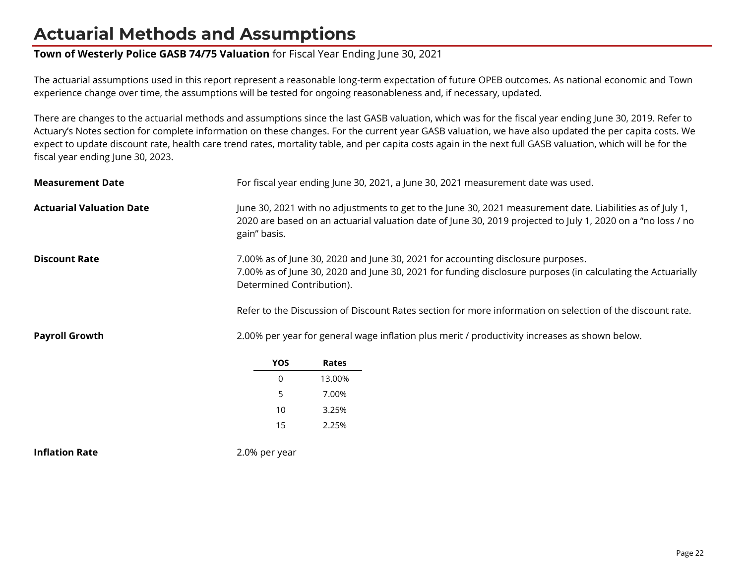# Actuarial Methods and Assumptions

**Town of Westerly Police GASB 74/75 Valuation** for Fiscal Year Ending June 30, 2021

The actuarial assumptions used in this report represent a reasonable long-term expectation of future OPEB outcomes. As national economic and Town experience change over time, the assumptions will be tested for ongoing reasonableness and, if necessary, updated.

There are changes to the actuarial methods and assumptions since the last GASB valuation, which was for the fiscal year ending June 30, 2019. Refer to Actuary's Notes section for complete information on these changes. For the current year GASB valuation, we have also updated the per capita costs. We expect to update discount rate, health care trend rates, mortality table, and per capita costs again in the next full GASB valuation, which will be for the fiscal year ending June 30, 2023.

**Measurement Date**

For fiscal year ending June 30, 2021, a June 30, 2021 measurement date was used.

**Actuarial Valuation Date**

June 30, 2021 with no adjustments to get to the June 30, 2021 measurement date. Liabilities as of July 1, 2020 are based on an actuarial valuation date of June 30, 2019 projected to July 1, 2020 on a "no loss / no gain" basis.

**Discount Rate**

7.00% as of June 30, 2020 and June 30, 2021 for accounting disclosure purposes.
7.00% as of June 30, 2020 and June 30, 2021 for funding disclosure purposes (in calculating the Actuarially Determined Contribution).

Refer to the Discussion of Discount Rates section for more information on selection of the discount rate.

**Payroll Growth**

2.00% per year for general wage inflation plus merit / productivity increases as shown below.

| YOS | Rates |
|---|---|
| 0 | 13.00% |
| 5 | 7.00% |
| 10 | 3.25% |
| 15 | 2.25% |

**Inflation Rate**

2.0% per year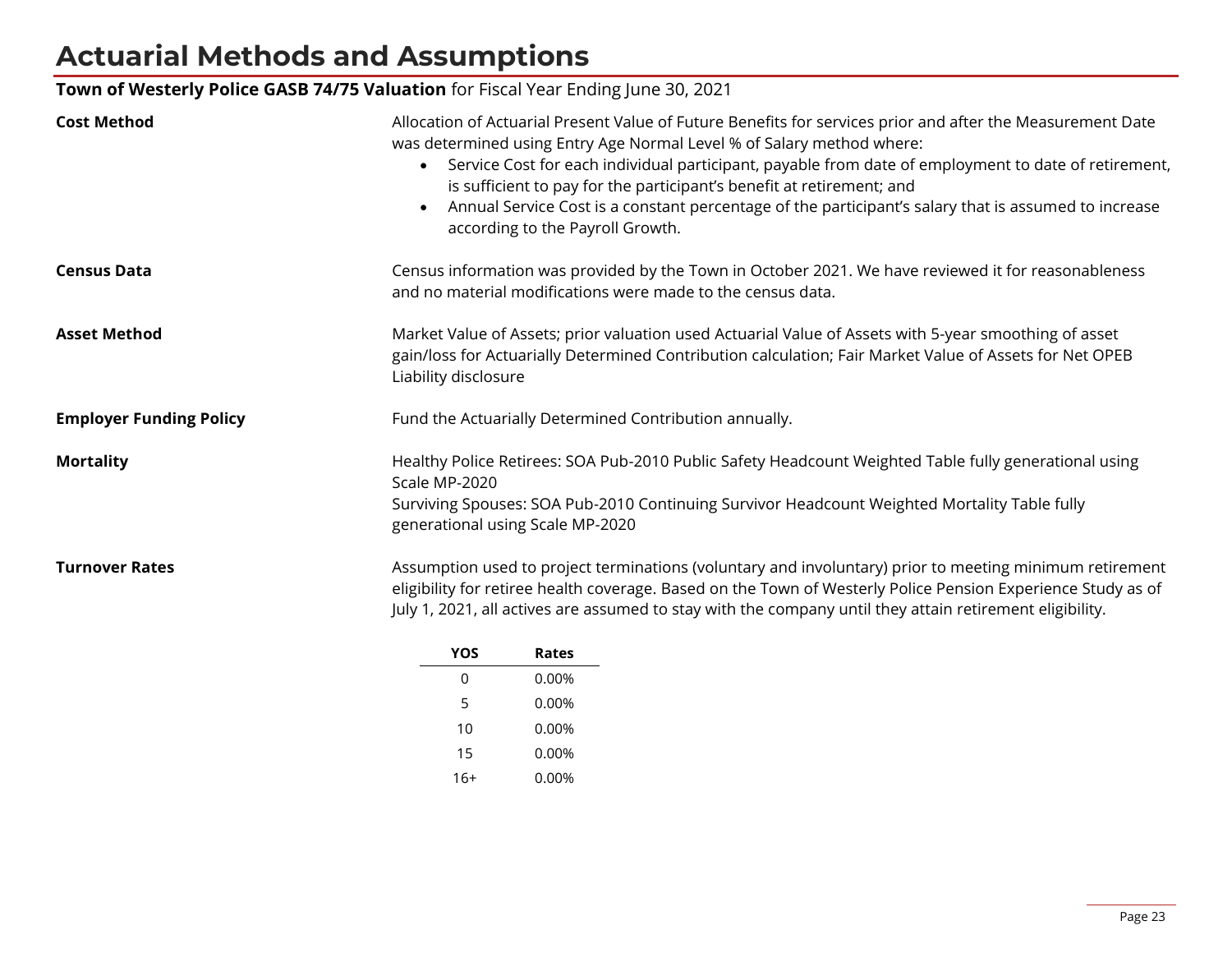# Actuarial Methods and Assumptions

**Town of Westerly Police GASB 74/75 Valuation** for Fiscal Year Ending June 30, 2021

**Cost Method**

Allocation of Actuarial Present Value of Future Benefits for services prior and after the Measurement Date was determined using Entry Age Normal Level % of Salary method where:

- Service Cost for each individual participant, payable from date of employment to date of retirement, is sufficient to pay for the participant's benefit at retirement; and
- Annual Service Cost is a constant percentage of the participant's salary that is assumed to increase according to the Payroll Growth.

**Census Data**

Census information was provided by the Town in October 2021. We have reviewed it for reasonableness and no material modifications were made to the census data.

**Asset Method**

Market Value of Assets; prior valuation used Actuarial Value of Assets with 5-year smoothing of asset gain/loss for Actuarially Determined Contribution calculation; Fair Market Value of Assets for Net OPEB Liability disclosure

**Employer Funding Policy**

Fund the Actuarially Determined Contribution annually.

**Mortality**

Healthy Police Retirees: SOA Pub-2010 Public Safety Headcount Weighted Table fully generational using Scale MP-2020

Surviving Spouses: SOA Pub-2010 Continuing Survivor Headcount Weighted Mortality Table fully generational using Scale MP-2020

**Turnover Rates**

Assumption used to project terminations (voluntary and involuntary) prior to meeting minimum retirement eligibility for retiree health coverage. Based on the Town of Westerly Police Pension Experience Study as of July 1, 2021, all actives are assumed to stay with the company until they attain retirement eligibility.

| YOS | Rates |
|---|---|
| 0 | 0.00% |
| 5 | 0.00% |
| 10 | 0.00% |
| 15 | 0.00% |
| 16+ | 0.00% |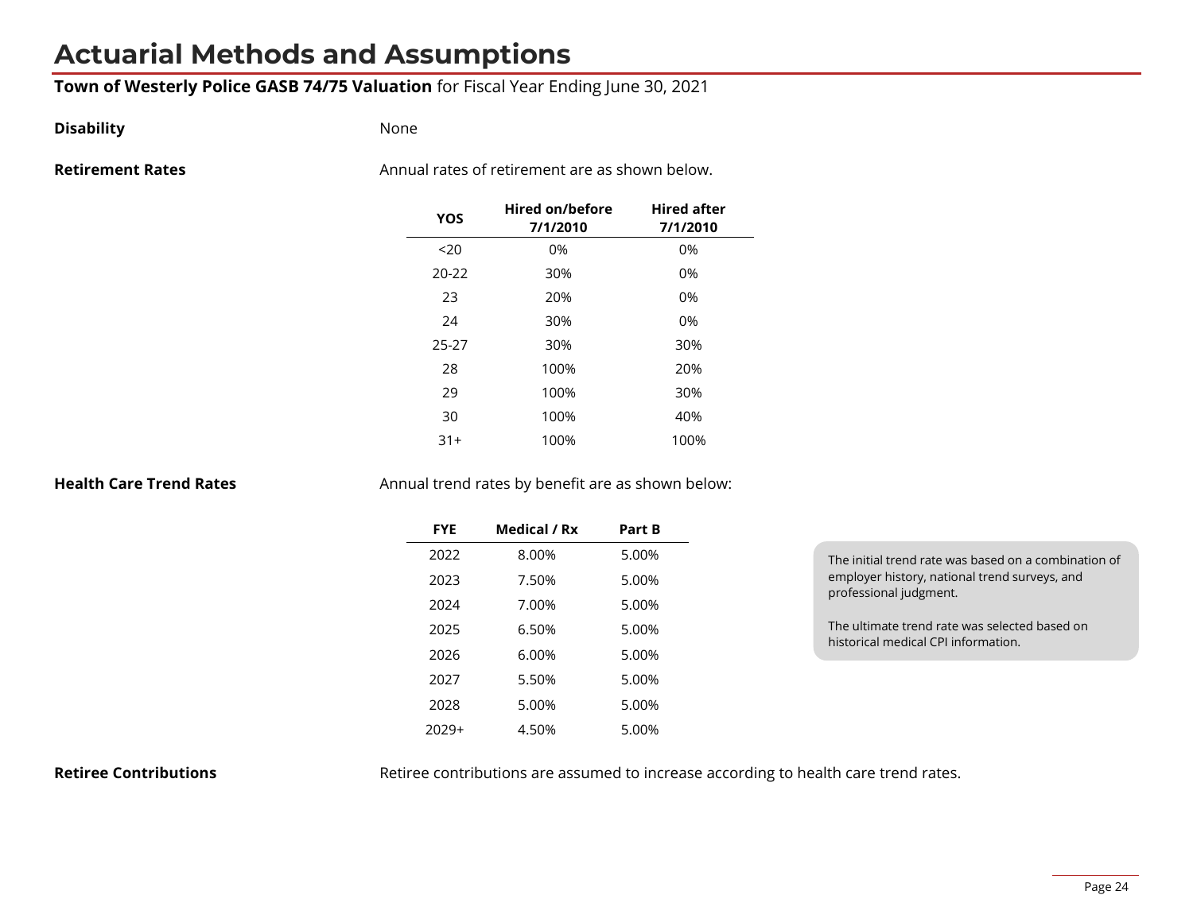# Actuarial Methods and Assumptions

**Town of Westerly Police GASB 74/75 Valuation** for Fiscal Year Ending June 30, 2021

**Disability**

None

**Retirement Rates**

Annual rates of retirement are as shown below.

| YOS | Hired on/before 7/1/2010 | Hired after 7/1/2010 |
|---|---|---|
| <20 | 0% | 0% |
| 20-22 | 30% | 0% |
| 23 | 20% | 0% |
| 24 | 30% | 0% |
| 25-27 | 30% | 30% |
| 28 | 100% | 20% |
| 29 | 100% | 30% |
| 30 | 100% | 40% |
| 31+ | 100% | 100% |

**Health Care Trend Rates**

Annual trend rates by benefit are as shown below:

| FYE | Medical / Rx | Part B |
|---|---|---|
| 2022 | 8.00% | 5.00% |
| 2023 | 7.50% | 5.00% |
| 2024 | 7.00% | 5.00% |
| 2025 | 6.50% | 5.00% |
| 2026 | 6.00% | 5.00% |
| 2027 | 5.50% | 5.00% |
| 2028 | 5.00% | 5.00% |
| 2029+ | 4.50% | 5.00% |

The initial trend rate was based on a combination of employer history, national trend surveys, and professional judgment.

The ultimate trend rate was selected based on historical medical CPI information.

**Retiree Contributions**

Retiree contributions are assumed to increase according to health care trend rates.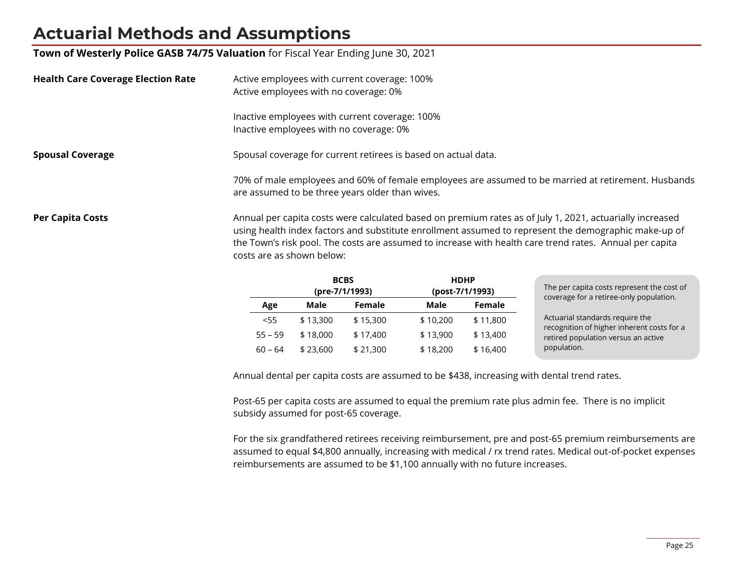# Actuarial Methods and Assumptions

**Town of Westerly Police GASB 74/75 Valuation** for Fiscal Year Ending June 30, 2021

**Health Care Coverage Election Rate**

Active employees with current coverage: 100%
Active employees with no coverage: 0%

Inactive employees with current coverage: 100%
Inactive employees with no coverage: 0%

**Spousal Coverage**

Spousal coverage for current retirees is based on actual data.

70% of male employees and 60% of female employees are assumed to be married at retirement. Husbands are assumed to be three years older than wives.

**Per Capita Costs**

Annual per capita costs were calculated based on premium rates as of July 1, 2021, actuarially increased using health index factors and substitute enrollment assumed to represent the demographic make-up of the Town's risk pool. The costs are assumed to increase with health care trend rates. Annual per capita costs are as shown below:

| | BCBS (pre-7/1/1993) | | HDHP (post-7/1/1993) | |
|---|---|---|---|---|
| **Age** | **Male** | **Female** | **Male** | **Female** |
| <55 | $ 13,300 | $ 15,300 | $ 10,200 | $ 11,800 |
| 55 – 59 | $ 18,000 | $ 17,400 | $ 13,900 | $ 13,400 |
| 60 – 64 | $ 23,600 | $ 21,300 | $ 18,200 | $ 16,400 |

The per capita costs represent the cost of coverage for a retiree-only population.

Actuarial standards require the recognition of higher inherent costs for a retired population versus an active population.

Annual dental per capita costs are assumed to be $438, increasing with dental trend rates.

Post-65 per capita costs are assumed to equal the premium rate plus admin fee. There is no implicit subsidy assumed for post-65 coverage.

For the six grandfathered retirees receiving reimbursement, pre and post-65 premium reimbursements are assumed to equal $4,800 annually, increasing with medical / rx trend rates. Medical out-of-pocket expenses reimbursements are assumed to be $1,100 annually with no future increases.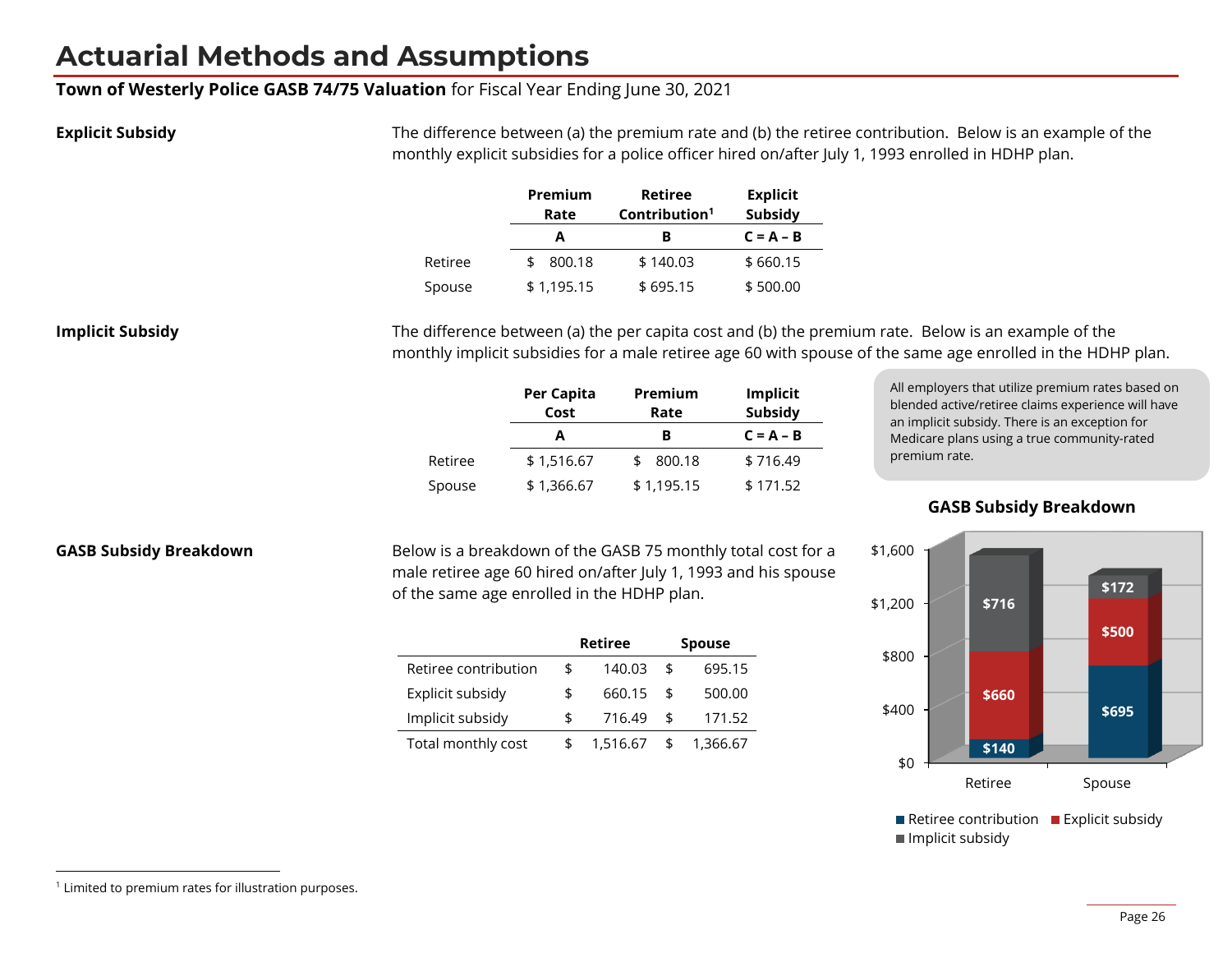# Actuarial Methods and Assumptions

**Town of Westerly Police GASB 74/75 Valuation** for Fiscal Year Ending June 30, 2021

### Explicit Subsidy

The difference between (a) the premium rate and (b) the retiree contribution. Below is an example of the monthly explicit subsidies for a police officer hired on/after July 1, 1993 enrolled in HDHP plan.

| | Premium Rate | Retiree Contribution[1] | Explicit Subsidy |
|---|---|---|---|
| | A | B | C = A – B |
| Retiree | $ 800.18 | $ 140.03 | $ 660.15 |
| Spouse | $ 1,195.15 | $ 695.15 | $ 500.00 |

### Implicit Subsidy

The difference between (a) the per capita cost and (b) the premium rate. Below is an example of the monthly implicit subsidies for a male retiree age 60 with spouse of the same age enrolled in the HDHP plan.

| | Per Capita Cost | Premium Rate | Implicit Subsidy |
|---|---|---|---|
| | A | B | C = A – B |
| Retiree | $ 1,516.67 | $ 800.18 | $ 716.49 |
| Spouse | $ 1,366.67 | $ 1,195.15 | $ 171.52 |

All employers that utilize premium rates based on blended active/retiree claims experience will have an implicit subsidy. There is an exception for Medicare plans using a true community-rated premium rate.

### GASB Subsidy Breakdown

Below is a breakdown of the GASB 75 monthly total cost for a male retiree age 60 hired on/after July 1, 1993 and his spouse of the same age enrolled in the HDHP plan.

| | Retiree | Spouse |
|---|---|---|
| Retiree contribution | $ 140.03 | $ 695.15 |
| Explicit subsidy | $ 660.15 | $ 500.00 |
| Implicit subsidy | $ 716.49 | $ 171.52 |
| Total monthly cost | $ 1,516.67 | $ 1,366.67 |

**GASB Subsidy Breakdown**

| | Retiree | Spouse |
|---|---|---|
| Retiree contribution | $140 | $695 |
| Explicit subsidy | $660 | $500 |
| Implicit subsidy | $716 | $172 |

[1] Limited to premium rates for illustration purposes.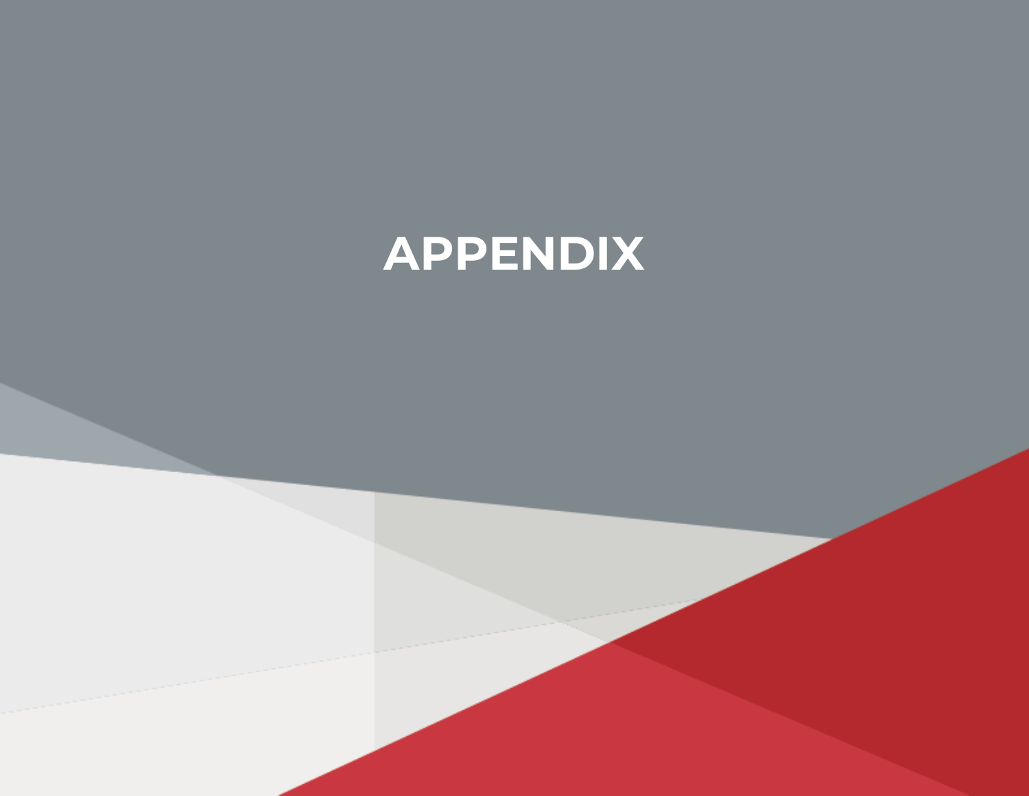# APPENDIX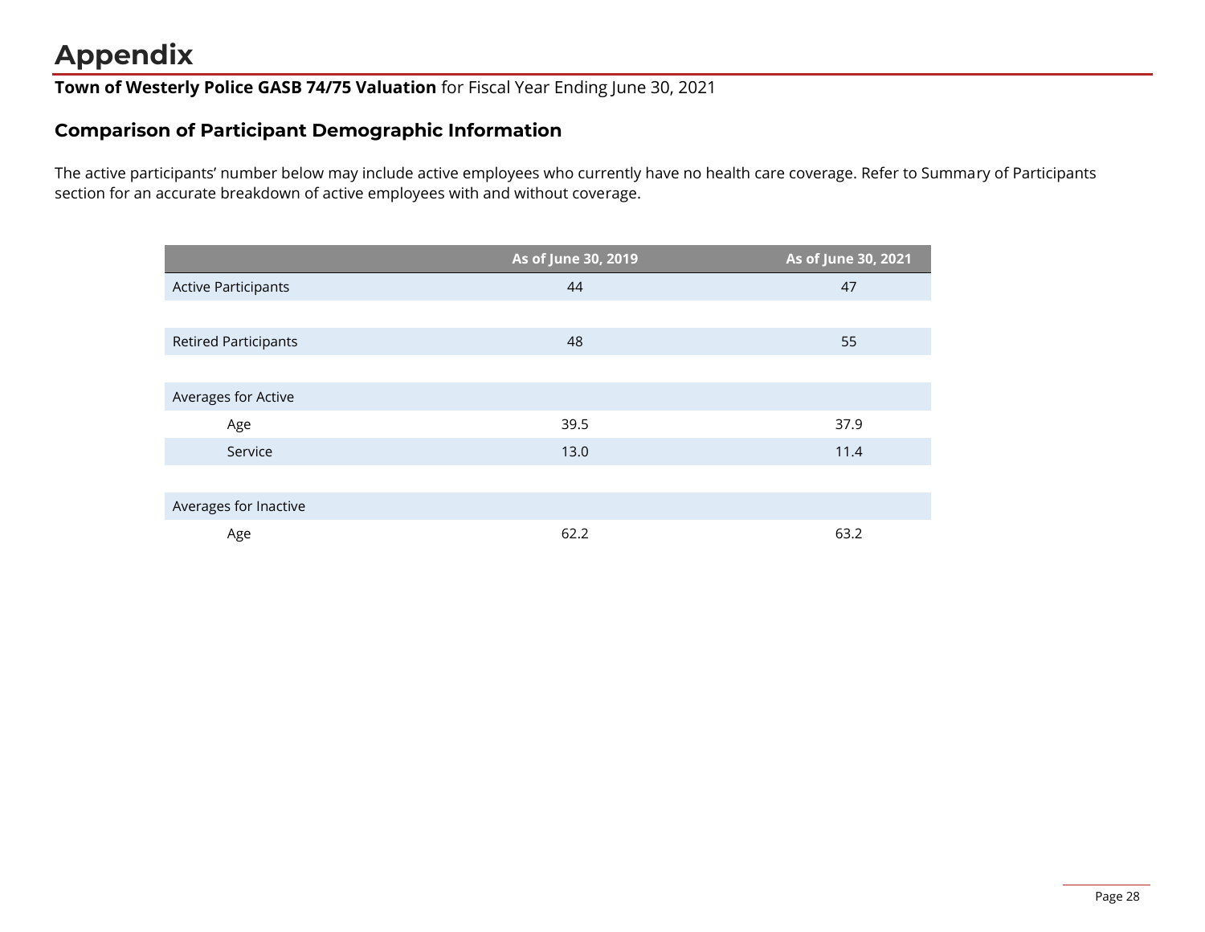# Appendix

**Town of Westerly Police GASB 74/75 Valuation** for Fiscal Year Ending June 30, 2021

## Comparison of Participant Demographic Information

The active participants' number below may include active employees who currently have no health care coverage. Refer to Summary of Participants section for an accurate breakdown of active employees with and without coverage.

| | As of June 30, 2019 | As of June 30, 2021 |
|---|---|---|
| Active Participants | 44 | 47 |
| | | |
| Retired Participants | 48 | 55 |
| | | |
| Averages for Active | | |
| Age | 39.5 | 37.9 |
| Service | 13.0 | 11.4 |
| | | |
| Averages for Inactive | | |
| Age | 62.2 | 63.2 |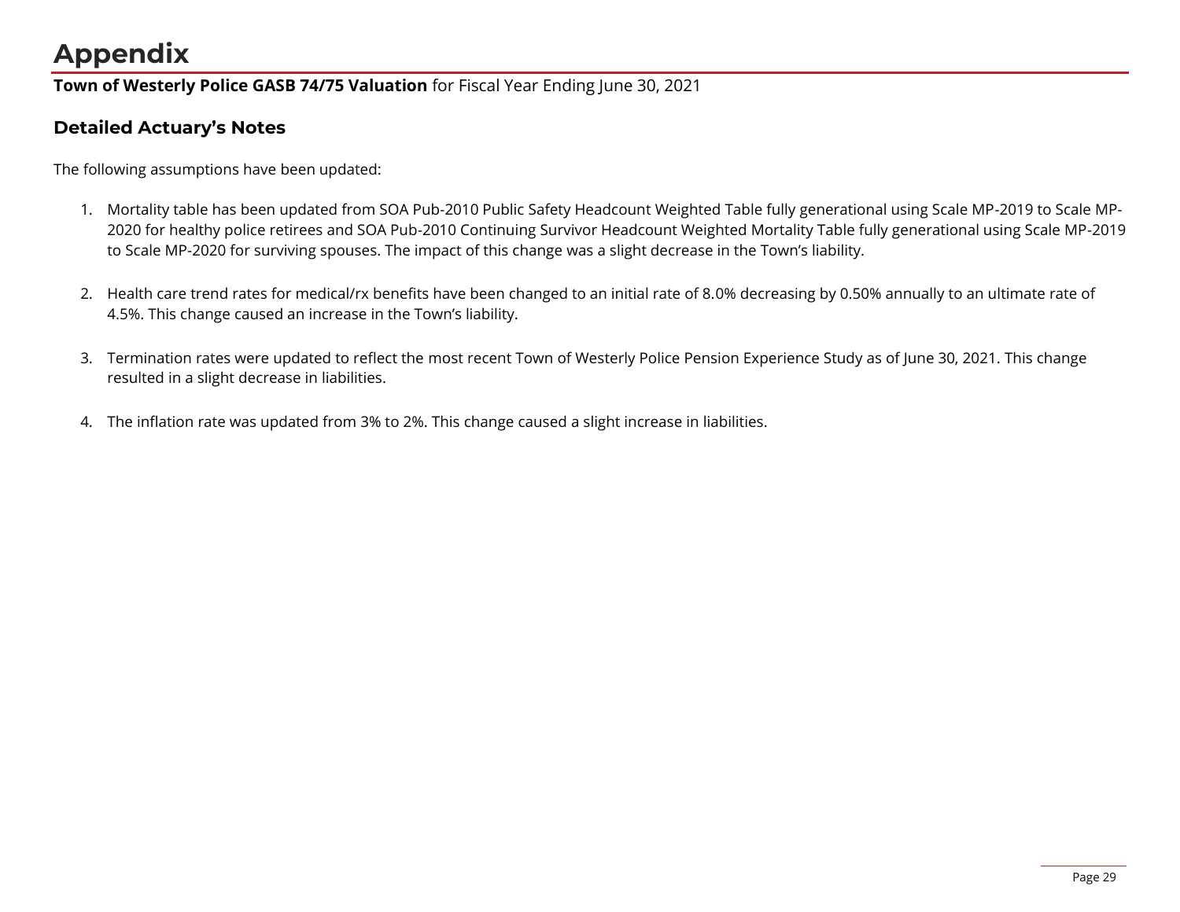# Appendix

**Town of Westerly Police GASB 74/75 Valuation** for Fiscal Year Ending June 30, 2021

## Detailed Actuary's Notes

The following assumptions have been updated:

1. Mortality table has been updated from SOA Pub-2010 Public Safety Headcount Weighted Table fully generational using Scale MP-2019 to Scale MP-2020 for healthy police retirees and SOA Pub-2010 Continuing Survivor Headcount Weighted Mortality Table fully generational using Scale MP-2019 to Scale MP-2020 for surviving spouses. The impact of this change was a slight decrease in the Town's liability.

2. Health care trend rates for medical/rx benefits have been changed to an initial rate of 8.0% decreasing by 0.50% annually to an ultimate rate of 4.5%. This change caused an increase in the Town's liability.

3. Termination rates were updated to reflect the most recent Town of Westerly Police Pension Experience Study as of June 30, 2021. This change resulted in a slight decrease in liabilities.

4. The inflation rate was updated from 3% to 2%. This change caused a slight increase in liabilities.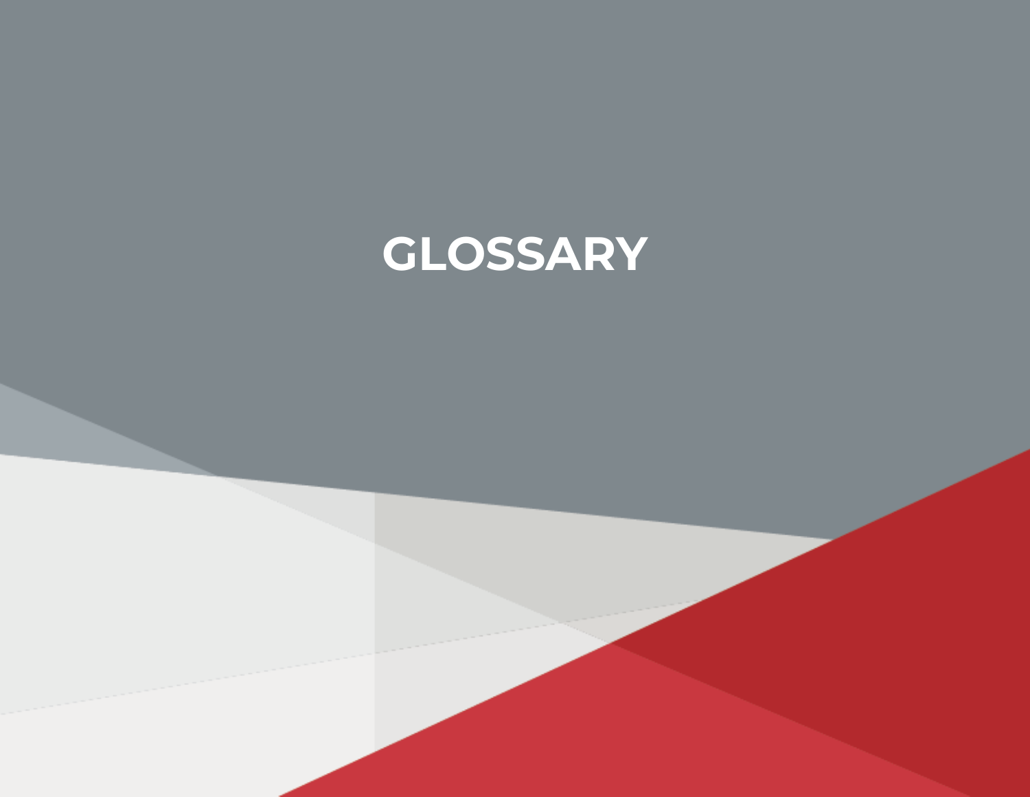# GLOSSARY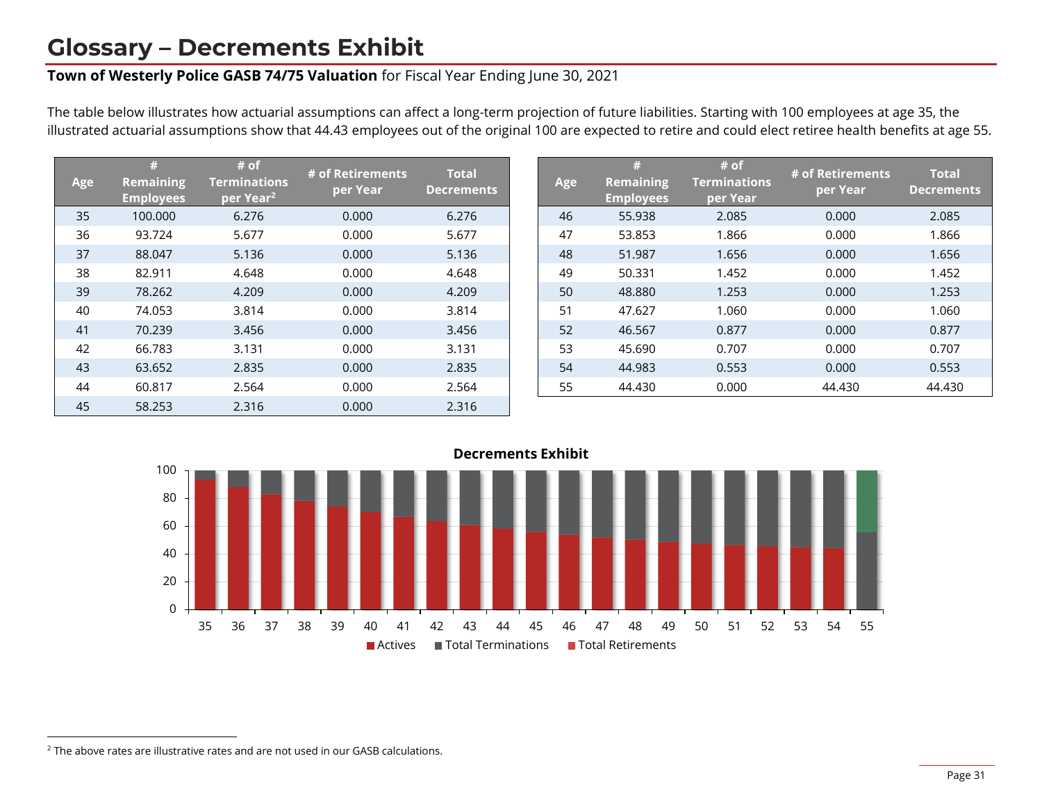# Glossary – Decrements Exhibit

**Town of Westerly Police GASB 74/75 Valuation** for Fiscal Year Ending June 30, 2021

The table below illustrates how actuarial assumptions can affect a long-term projection of future liabilities. Starting with 100 employees at age 35, the illustrated actuarial assumptions show that 44.43 employees out of the original 100 are expected to retire and could elect retiree health benefits at age 55.

| Age | # Remaining Employees | # of Terminations per Year[2] | # of Retirements per Year | Total Decrements |
|---|---|---|---|---|
| 35 | 100.000 | 6.276 | 0.000 | 6.276 |
| 36 | 93.724 | 5.677 | 0.000 | 5.677 |
| 37 | 88.047 | 5.136 | 0.000 | 5.136 |
| 38 | 82.911 | 4.648 | 0.000 | 4.648 |
| 39 | 78.262 | 4.209 | 0.000 | 4.209 |
| 40 | 74.053 | 3.814 | 0.000 | 3.814 |
| 41 | 70.239 | 3.456 | 0.000 | 3.456 |
| 42 | 66.783 | 3.131 | 0.000 | 3.131 |
| 43 | 63.652 | 2.835 | 0.000 | 2.835 |
| 44 | 60.817 | 2.564 | 0.000 | 2.564 |
| 45 | 58.253 | 2.316 | 0.000 | 2.316 |
| 46 | 55.938 | 2.085 | 0.000 | 2.085 |
| 47 | 53.853 | 1.866 | 0.000 | 1.866 |
| 48 | 51.987 | 1.656 | 0.000 | 1.656 |
| 49 | 50.331 | 1.452 | 0.000 | 1.452 |
| 50 | 48.880 | 1.253 | 0.000 | 1.253 |
| 51 | 47.627 | 1.060 | 0.000 | 1.060 |
| 52 | 46.567 | 0.877 | 0.000 | 0.877 |
| 53 | 45.690 | 0.707 | 0.000 | 0.707 |
| 54 | 44.983 | 0.553 | 0.000 | 0.553 |
| 55 | 44.430 | 0.000 | 44.430 | 44.430 |

**Decrements Exhibit**

Actives | Total Terminations | Total Retirements

[2] The above rates are illustrative rates and are not used in our GASB calculations.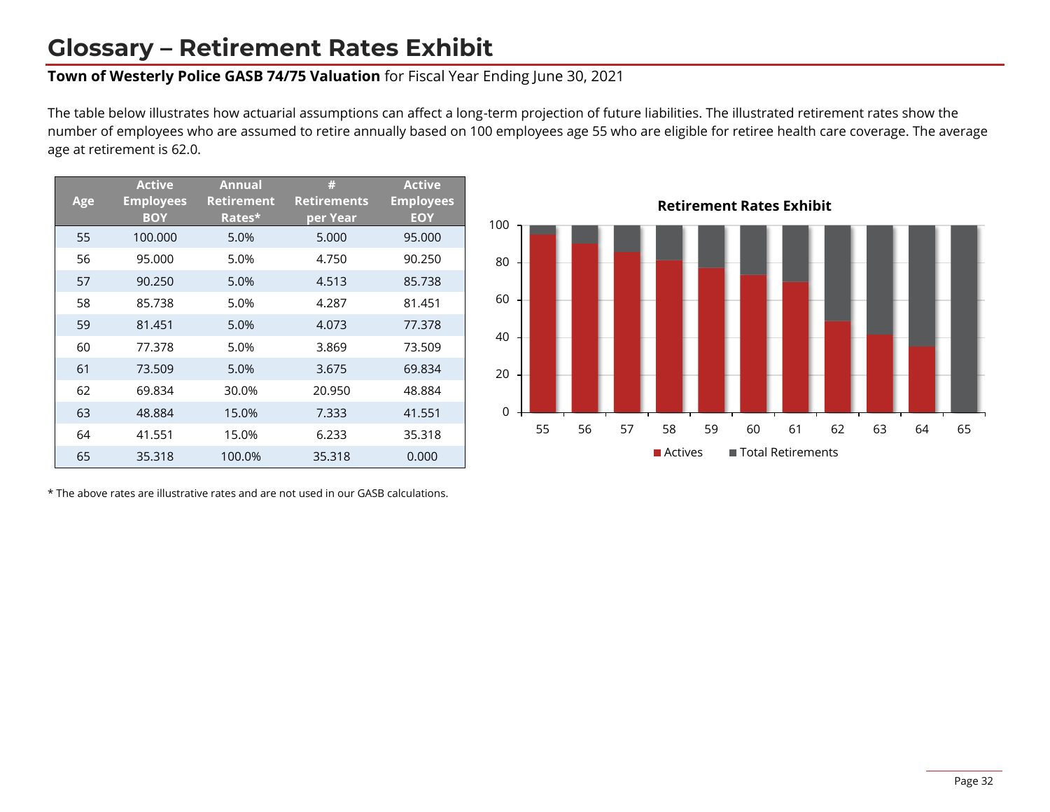# Glossary – Retirement Rates Exhibit

**Town of Westerly Police GASB 74/75 Valuation** for Fiscal Year Ending June 30, 2021

The table below illustrates how actuarial assumptions can affect a long-term projection of future liabilities. The illustrated retirement rates show the number of employees who are assumed to retire annually based on 100 employees age 55 who are eligible for retiree health care coverage. The average age at retirement is 62.0.

| Age | Active Employees BOY | Annual Retirement Rates* | # Retirements per Year | Active Employees EOY |
|---|---|---|---|---|
| 55 | 100.000 | 5.0% | 5.000 | 95.000 |
| 56 | 95.000 | 5.0% | 4.750 | 90.250 |
| 57 | 90.250 | 5.0% | 4.513 | 85.738 |
| 58 | 85.738 | 5.0% | 4.287 | 81.451 |
| 59 | 81.451 | 5.0% | 4.073 | 77.378 |
| 60 | 77.378 | 5.0% | 3.869 | 73.509 |
| 61 | 73.509 | 5.0% | 3.675 | 69.834 |
| 62 | 69.834 | 30.0% | 20.950 | 48.884 |
| 63 | 48.884 | 15.0% | 7.333 | 41.551 |
| 64 | 41.551 | 15.0% | 6.233 | 35.318 |
| 65 | 35.318 | 100.0% | 35.318 | 0.000 |

**Retirement Rates Exhibit**

\* The above rates are illustrative rates and are not used in our GASB calculations.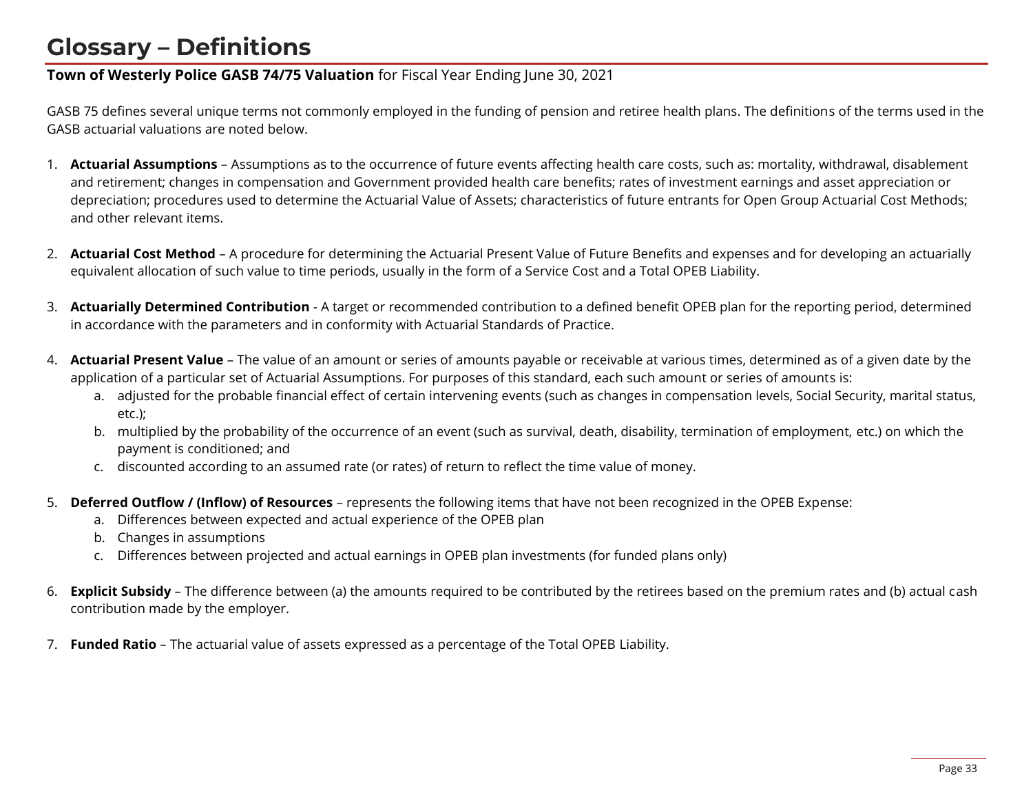# Glossary – Definitions

**Town of Westerly Police GASB 74/75 Valuation** for Fiscal Year Ending June 30, 2021

GASB 75 defines several unique terms not commonly employed in the funding of pension and retiree health plans. The definitions of the terms used in the GASB actuarial valuations are noted below.

1. **Actuarial Assumptions** – Assumptions as to the occurrence of future events affecting health care costs, such as: mortality, withdrawal, disablement and retirement; changes in compensation and Government provided health care benefits; rates of investment earnings and asset appreciation or depreciation; procedures used to determine the Actuarial Value of Assets; characteristics of future entrants for Open Group Actuarial Cost Methods; and other relevant items.

2. **Actuarial Cost Method** – A procedure for determining the Actuarial Present Value of Future Benefits and expenses and for developing an actuarially equivalent allocation of such value to time periods, usually in the form of a Service Cost and a Total OPEB Liability.

3. **Actuarially Determined Contribution** - A target or recommended contribution to a defined benefit OPEB plan for the reporting period, determined in accordance with the parameters and in conformity with Actuarial Standards of Practice.

4. **Actuarial Present Value** – The value of an amount or series of amounts payable or receivable at various times, determined as of a given date by the application of a particular set of Actuarial Assumptions. For purposes of this standard, each such amount or series of amounts is:
   a. adjusted for the probable financial effect of certain intervening events (such as changes in compensation levels, Social Security, marital status, etc.);
   b. multiplied by the probability of the occurrence of an event (such as survival, death, disability, termination of employment, etc.) on which the payment is conditioned; and
   c. discounted according to an assumed rate (or rates) of return to reflect the time value of money.

5. **Deferred Outflow / (Inflow) of Resources** – represents the following items that have not been recognized in the OPEB Expense:
   a. Differences between expected and actual experience of the OPEB plan
   b. Changes in assumptions
   c. Differences between projected and actual earnings in OPEB plan investments (for funded plans only)

6. **Explicit Subsidy** – The difference between (a) the amounts required to be contributed by the retirees based on the premium rates and (b) actual cash contribution made by the employer.

7. **Funded Ratio** – The actuarial value of assets expressed as a percentage of the Total OPEB Liability.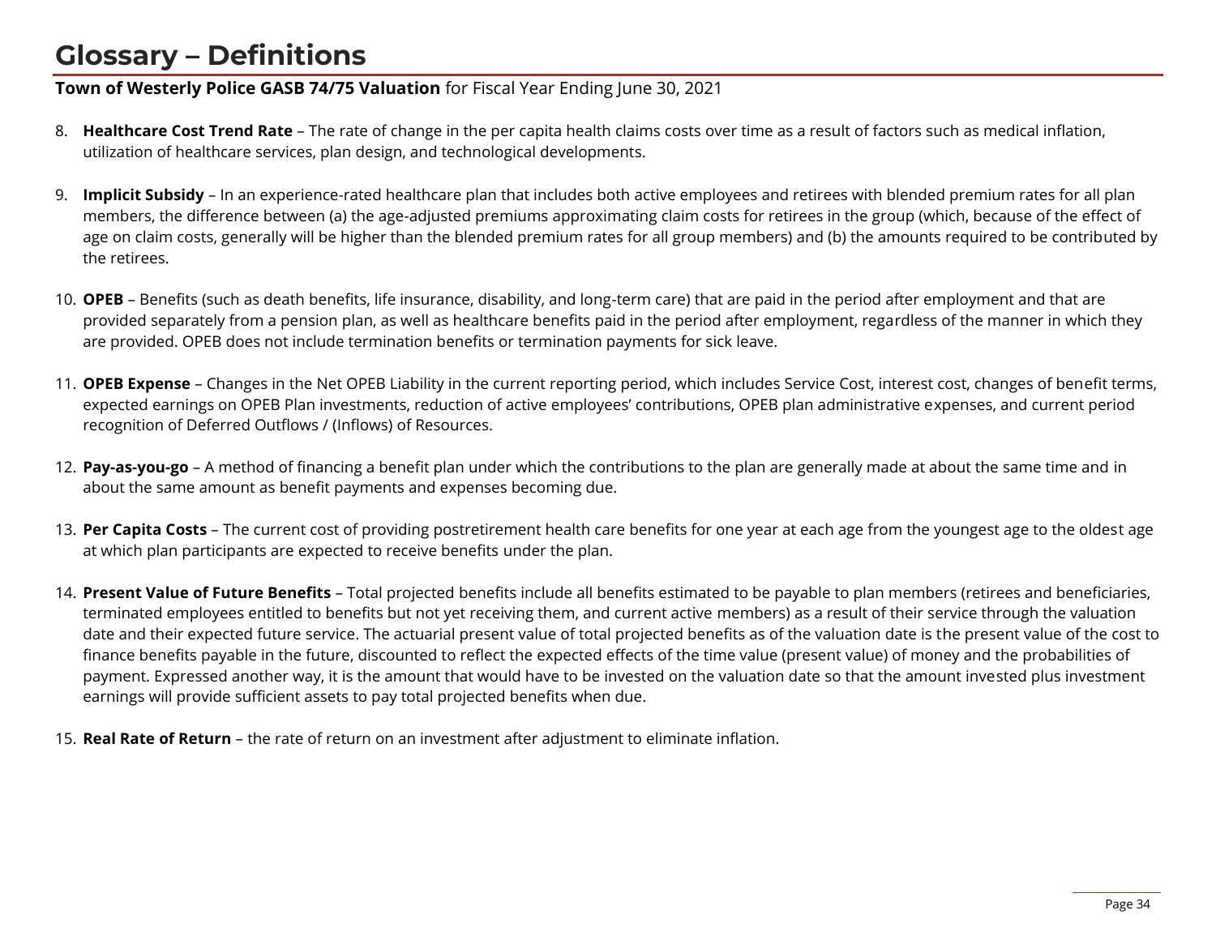# Glossary – Definitions

**Town of Westerly Police GASB 74/75 Valuation** for Fiscal Year Ending June 30, 2021

8. **Healthcare Cost Trend Rate** – The rate of change in the per capita health claims costs over time as a result of factors such as medical inflation, utilization of healthcare services, plan design, and technological developments.

9. **Implicit Subsidy** – In an experience-rated healthcare plan that includes both active employees and retirees with blended premium rates for all plan members, the difference between (a) the age-adjusted premiums approximating claim costs for retirees in the group (which, because of the effect of age on claim costs, generally will be higher than the blended premium rates for all group members) and (b) the amounts required to be contributed by the retirees.

10. **OPEB** – Benefits (such as death benefits, life insurance, disability, and long-term care) that are paid in the period after employment and that are provided separately from a pension plan, as well as healthcare benefits paid in the period after employment, regardless of the manner in which they are provided. OPEB does not include termination benefits or termination payments for sick leave.

11. **OPEB Expense** – Changes in the Net OPEB Liability in the current reporting period, which includes Service Cost, interest cost, changes of benefit terms, expected earnings on OPEB Plan investments, reduction of active employees' contributions, OPEB plan administrative expenses, and current period recognition of Deferred Outflows / (Inflows) of Resources.

12. **Pay-as-you-go** – A method of financing a benefit plan under which the contributions to the plan are generally made at about the same time and in about the same amount as benefit payments and expenses becoming due.

13. **Per Capita Costs** – The current cost of providing postretirement health care benefits for one year at each age from the youngest age to the oldest age at which plan participants are expected to receive benefits under the plan.

14. **Present Value of Future Benefits** – Total projected benefits include all benefits estimated to be payable to plan members (retirees and beneficiaries, terminated employees entitled to benefits but not yet receiving them, and current active members) as a result of their service through the valuation date and their expected future service. The actuarial present value of total projected benefits as of the valuation date is the present value of the cost to finance benefits payable in the future, discounted to reflect the expected effects of the time value (present value) of money and the probabilities of payment. Expressed another way, it is the amount that would have to be invested on the valuation date so that the amount invested plus investment earnings will provide sufficient assets to pay total projected benefits when due.

15. **Real Rate of Return** – the rate of return on an investment after adjustment to eliminate inflation.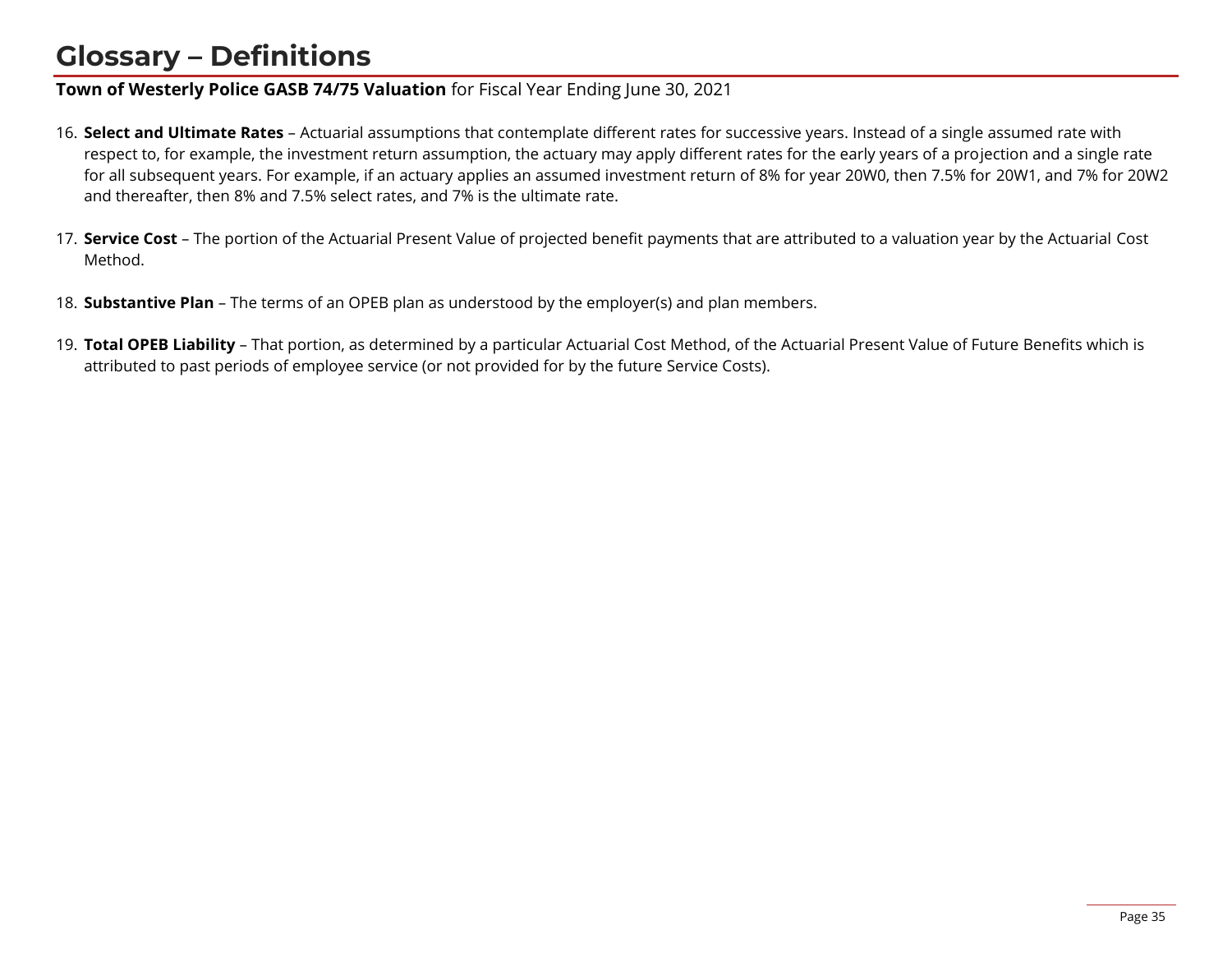# Glossary – Definitions

**Town of Westerly Police GASB 74/75 Valuation** for Fiscal Year Ending June 30, 2021

16. **Select and Ultimate Rates** – Actuarial assumptions that contemplate different rates for successive years. Instead of a single assumed rate with respect to, for example, the investment return assumption, the actuary may apply different rates for the early years of a projection and a single rate for all subsequent years. For example, if an actuary applies an assumed investment return of 8% for year 20W0, then 7.5% for 20W1, and 7% for 20W2 and thereafter, then 8% and 7.5% select rates, and 7% is the ultimate rate.

17. **Service Cost** – The portion of the Actuarial Present Value of projected benefit payments that are attributed to a valuation year by the Actuarial Cost Method.

18. **Substantive Plan** – The terms of an OPEB plan as understood by the employer(s) and plan members.

19. **Total OPEB Liability** – That portion, as determined by a particular Actuarial Cost Method, of the Actuarial Present Value of Future Benefits which is attributed to past periods of employee service (or not provided for by the future Service Costs).